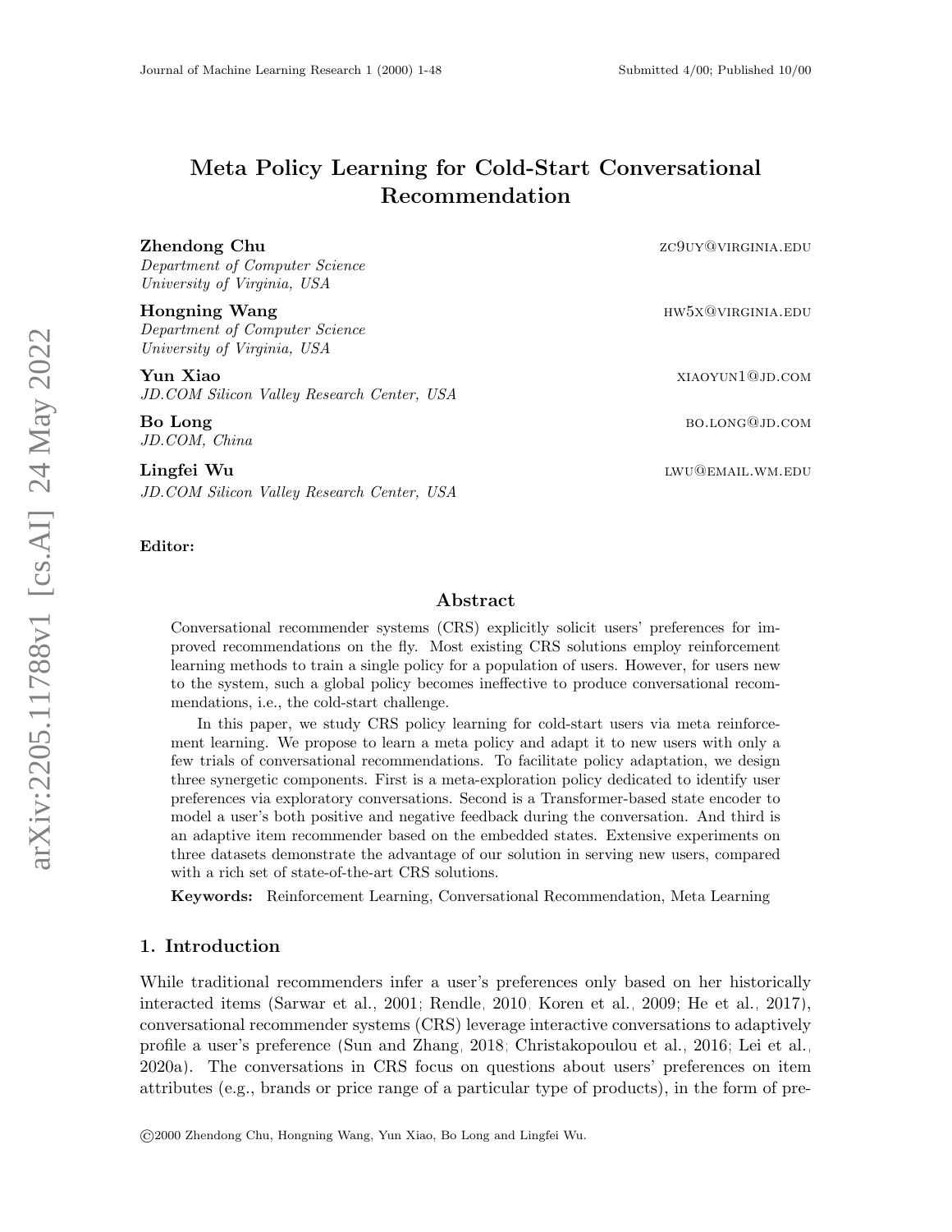# Meta Policy Learning for Cold-Start Conversational Recommendation

**Zhendong Chu** zc9uy@virginia.edu
*Department of Computer Science*
*University of Virginia, USA*

**Hongning Wang** hw5x@virginia.edu
*Department of Computer Science*
*University of Virginia, USA*

**Yun Xiao** xiaoyun1@jd.com
*JD.COM Silicon Valley Research Center, USA*

**Bo Long** bo.long@jd.com
*JD.COM, China*

**Lingfei Wu** lwu@email.wm.edu
*JD.COM Silicon Valley Research Center, USA*

**Editor:**

## Abstract

Conversational recommender systems (CRS) explicitly solicit users' preferences for improved recommendations on the fly. Most existing CRS solutions employ reinforcement learning methods to train a single policy for a population of users. However, for users new to the system, such a global policy becomes ineffective to produce conversational recommendations, i.e., the cold-start challenge.

In this paper, we study CRS policy learning for cold-start users via meta reinforcement learning. We propose to learn a meta policy and adapt it to new users with only a few trials of conversational recommendations. To facilitate policy adaptation, we design three synergetic components. First is a meta-exploration policy dedicated to identify user preferences via exploratory conversations. Second is a Transformer-based state encoder to model a user's both positive and negative feedback during the conversation. And third is an adaptive item recommender based on the embedded states. Extensive experiments on three datasets demonstrate the advantage of our solution in serving new users, compared with a rich set of state-of-the-art CRS solutions.

**Keywords:** Reinforcement Learning, Conversational Recommendation, Meta Learning

## 1. Introduction

While traditional recommenders infer a user's preferences only based on her historically interacted items (Sarwar et al., 2001; Rendle, 2010; Koren et al., 2009; He et al., 2017), conversational recommender systems (CRS) leverage interactive conversations to adaptively profile a user's preference (Sun and Zhang, 2018; Christakopoulou et al., 2016; Lei et al., 2020a). The conversations in CRS focus on questions about users' preferences on item attributes (e.g., brands or price range of a particular type of products), in the form of pre-

©2000 Zhendong Chu, Hongning Wang, Yun Xiao, Bo Long and Lingfei Wu.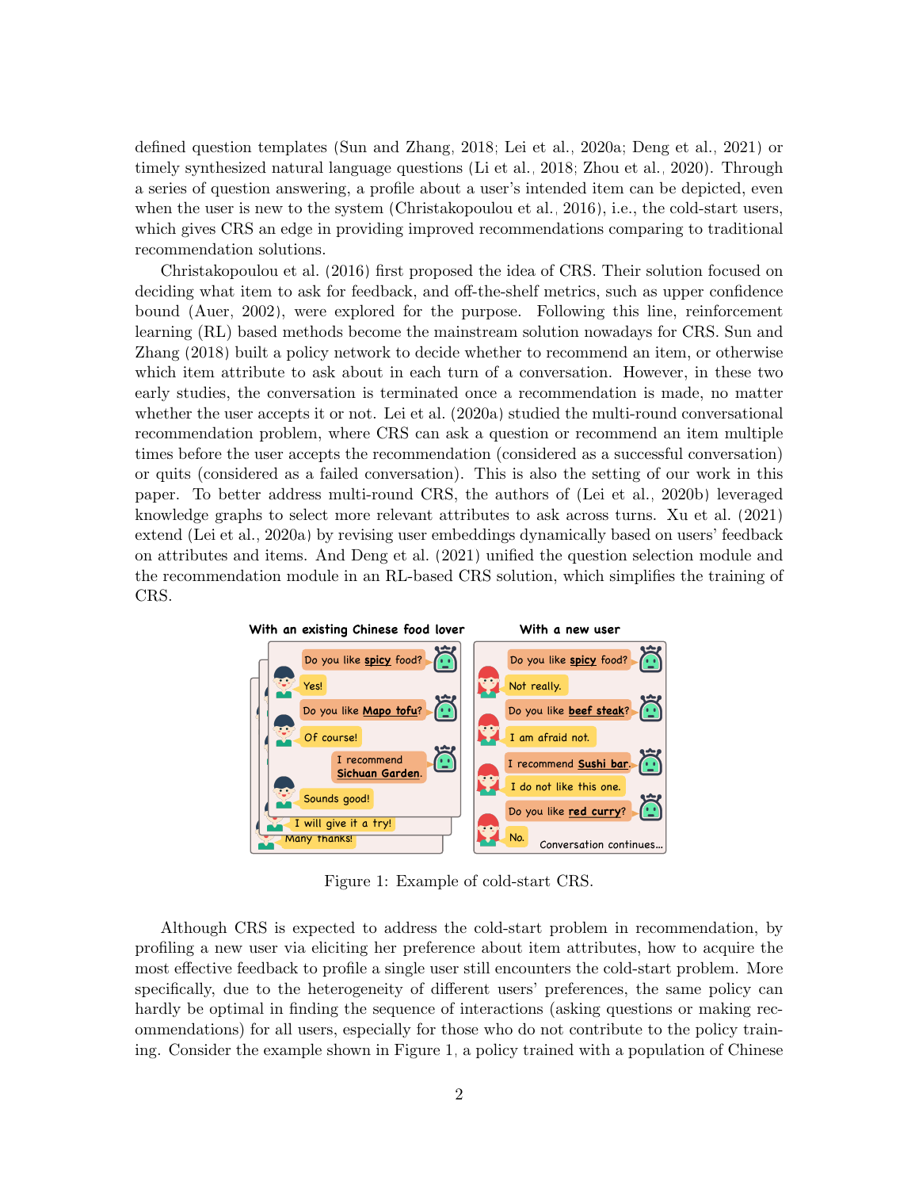defined question templates (Sun and Zhang, 2018; Lei et al., 2020a; Deng et al., 2021) or timely synthesized natural language questions (Li et al., 2018; Zhou et al., 2020). Through a series of question answering, a profile about a user's intended item can be depicted, even when the user is new to the system (Christakopoulou et al., 2016), i.e., the cold-start users, which gives CRS an edge in providing improved recommendations comparing to traditional recommendation solutions.

Christakopoulou et al. (2016) first proposed the idea of CRS. Their solution focused on deciding what item to ask for feedback, and off-the-shelf metrics, such as upper confidence bound (Auer, 2002), were explored for the purpose. Following this line, reinforcement learning (RL) based methods become the mainstream solution nowadays for CRS. Sun and Zhang (2018) built a policy network to decide whether to recommend an item, or otherwise which item attribute to ask about in each turn of a conversation. However, in these two early studies, the conversation is terminated once a recommendation is made, no matter whether the user accepts it or not. Lei et al. (2020a) studied the multi-round conversational recommendation problem, where CRS can ask a question or recommend an item multiple times before the user accepts the recommendation (considered as a successful conversation) or quits (considered as a failed conversation). This is also the setting of our work in this paper. To better address multi-round CRS, the authors of (Lei et al., 2020b) leveraged knowledge graphs to select more relevant attributes to ask across turns. Xu et al. (2021) extend (Lei et al., 2020a) by revising user embeddings dynamically based on users' feedback on attributes and items. And Deng et al. (2021) unified the question selection module and the recommendation module in an RL-based CRS solution, which simplifies the training of CRS.

Figure 1: Example of cold-start CRS.

Although CRS is expected to address the cold-start problem in recommendation, by profiling a new user via eliciting her preference about item attributes, how to acquire the most effective feedback to profile a single user still encounters the cold-start problem. More specifically, due to the heterogeneity of different users' preferences, the same policy can hardly be optimal in finding the sequence of interactions (asking questions or making recommendations) for all users, especially for those who do not contribute to the policy training. Consider the example shown in Figure 1, a policy trained with a population of Chinese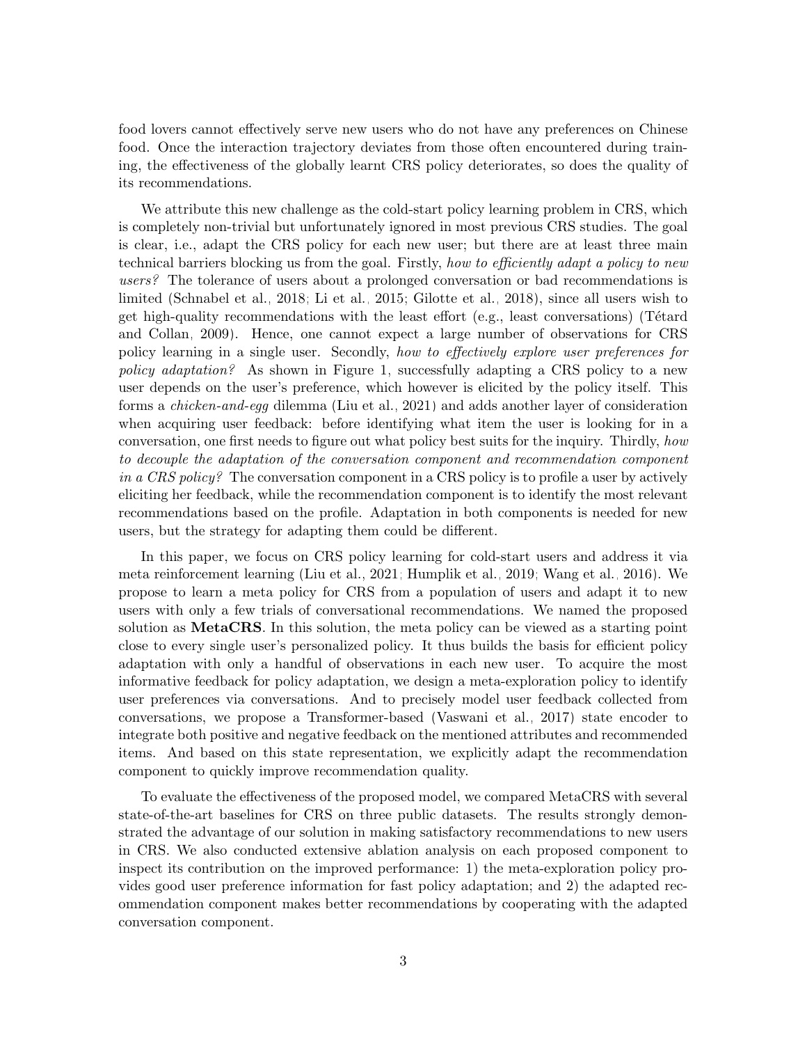food lovers cannot effectively serve new users who do not have any preferences on Chinese food. Once the interaction trajectory deviates from those often encountered during training, the effectiveness of the globally learnt CRS policy deteriorates, so does the quality of its recommendations.

We attribute this new challenge as the cold-start policy learning problem in CRS, which is completely non-trivial but unfortunately ignored in most previous CRS studies. The goal is clear, i.e., adapt the CRS policy for each new user; but there are at least three main technical barriers blocking us from the goal. Firstly, *how to efficiently adapt a policy to new users?* The tolerance of users about a prolonged conversation or bad recommendations is limited (Schnabel et al., 2018; Li et al., 2015; Gilotte et al., 2018), since all users wish to get high-quality recommendations with the least effort (e.g., least conversations) (Tétard and Collan, 2009). Hence, one cannot expect a large number of observations for CRS policy learning in a single user. Secondly, *how to effectively explore user preferences for policy adaptation?* As shown in Figure 1, successfully adapting a CRS policy to a new user depends on the user's preference, which however is elicited by the policy itself. This forms a *chicken-and-egg* dilemma (Liu et al., 2021) and adds another layer of consideration when acquiring user feedback: before identifying what item the user is looking for in a conversation, one first needs to figure out what policy best suits for the inquiry. Thirdly, *how to decouple the adaptation of the conversation component and recommendation component in a CRS policy?* The conversation component in a CRS policy is to profile a user by actively eliciting her feedback, while the recommendation component is to identify the most relevant recommendations based on the profile. Adaptation in both components is needed for new users, but the strategy for adapting them could be different.

In this paper, we focus on CRS policy learning for cold-start users and address it via meta reinforcement learning (Liu et al., 2021; Humplik et al., 2019; Wang et al., 2016). We propose to learn a meta policy for CRS from a population of users and adapt it to new users with only a few trials of conversational recommendations. We named the proposed solution as **MetaCRS**. In this solution, the meta policy can be viewed as a starting point close to every single user's personalized policy. It thus builds the basis for efficient policy adaptation with only a handful of observations in each new user. To acquire the most informative feedback for policy adaptation, we design a meta-exploration policy to identify user preferences via conversations. And to precisely model user feedback collected from conversations, we propose a Transformer-based (Vaswani et al., 2017) state encoder to integrate both positive and negative feedback on the mentioned attributes and recommended items. And based on this state representation, we explicitly adapt the recommendation component to quickly improve recommendation quality.

To evaluate the effectiveness of the proposed model, we compared MetaCRS with several state-of-the-art baselines for CRS on three public datasets. The results strongly demonstrated the advantage of our solution in making satisfactory recommendations to new users in CRS. We also conducted extensive ablation analysis on each proposed component to inspect its contribution on the improved performance: 1) the meta-exploration policy provides good user preference information for fast policy adaptation; and 2) the adapted recommendation component makes better recommendations by cooperating with the adapted conversation component.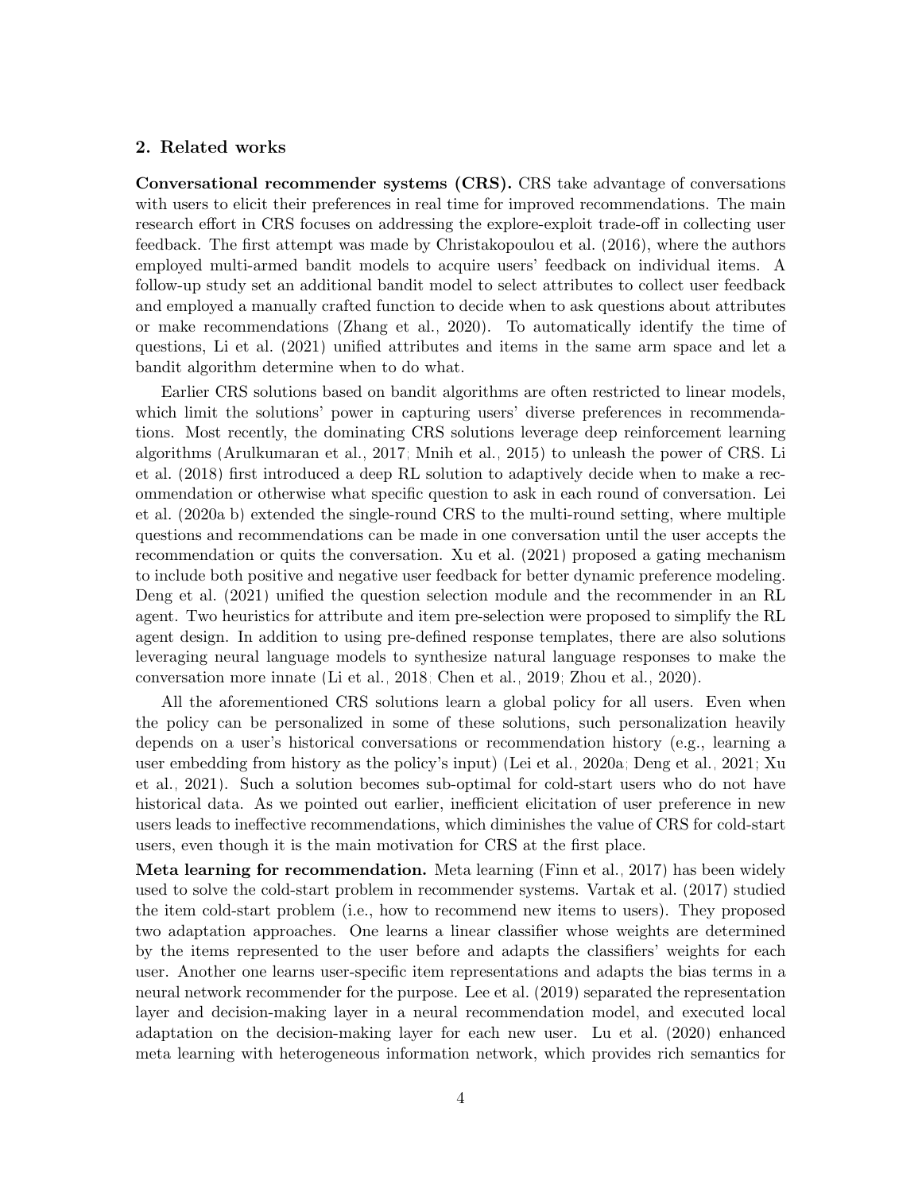## 2. Related works

**Conversational recommender systems (CRS).** CRS take advantage of conversations with users to elicit their preferences in real time for improved recommendations. The main research effort in CRS focuses on addressing the explore-exploit trade-off in collecting user feedback. The first attempt was made by Christakopoulou et al. (2016), where the authors employed multi-armed bandit models to acquire users' feedback on individual items. A follow-up study set an additional bandit model to select attributes to collect user feedback and employed a manually crafted function to decide when to ask questions about attributes or make recommendations (Zhang et al., 2020). To automatically identify the time of questions, Li et al. (2021) unified attributes and items in the same arm space and let a bandit algorithm determine when to do what.

Earlier CRS solutions based on bandit algorithms are often restricted to linear models, which limit the solutions' power in capturing users' diverse preferences in recommendations. Most recently, the dominating CRS solutions leverage deep reinforcement learning algorithms (Arulkumaran et al., 2017; Mnih et al., 2015) to unleash the power of CRS. Li et al. (2018) first introduced a deep RL solution to adaptively decide when to make a recommendation or otherwise what specific question to ask in each round of conversation. Lei et al. (2020a b) extended the single-round CRS to the multi-round setting, where multiple questions and recommendations can be made in one conversation until the user accepts the recommendation or quits the conversation. Xu et al. (2021) proposed a gating mechanism to include both positive and negative user feedback for better dynamic preference modeling. Deng et al. (2021) unified the question selection module and the recommender in an RL agent. Two heuristics for attribute and item pre-selection were proposed to simplify the RL agent design. In addition to using pre-defined response templates, there are also solutions leveraging neural language models to synthesize natural language responses to make the conversation more innate (Li et al., 2018; Chen et al., 2019; Zhou et al., 2020).

All the aforementioned CRS solutions learn a global policy for all users. Even when the policy can be personalized in some of these solutions, such personalization heavily depends on a user's historical conversations or recommendation history (e.g., learning a user embedding from history as the policy's input) (Lei et al., 2020a; Deng et al., 2021; Xu et al., 2021). Such a solution becomes sub-optimal for cold-start users who do not have historical data. As we pointed out earlier, inefficient elicitation of user preference in new users leads to ineffective recommendations, which diminishes the value of CRS for cold-start users, even though it is the main motivation for CRS at the first place.

**Meta learning for recommendation.** Meta learning (Finn et al., 2017) has been widely used to solve the cold-start problem in recommender systems. Vartak et al. (2017) studied the item cold-start problem (i.e., how to recommend new items to users). They proposed two adaptation approaches. One learns a linear classifier whose weights are determined by the items represented to the user before and adapts the classifiers' weights for each user. Another one learns user-specific item representations and adapts the bias terms in a neural network recommender for the purpose. Lee et al. (2019) separated the representation layer and decision-making layer in a neural recommendation model, and executed local adaptation on the decision-making layer for each new user. Lu et al. (2020) enhanced meta learning with heterogeneous information network, which provides rich semantics for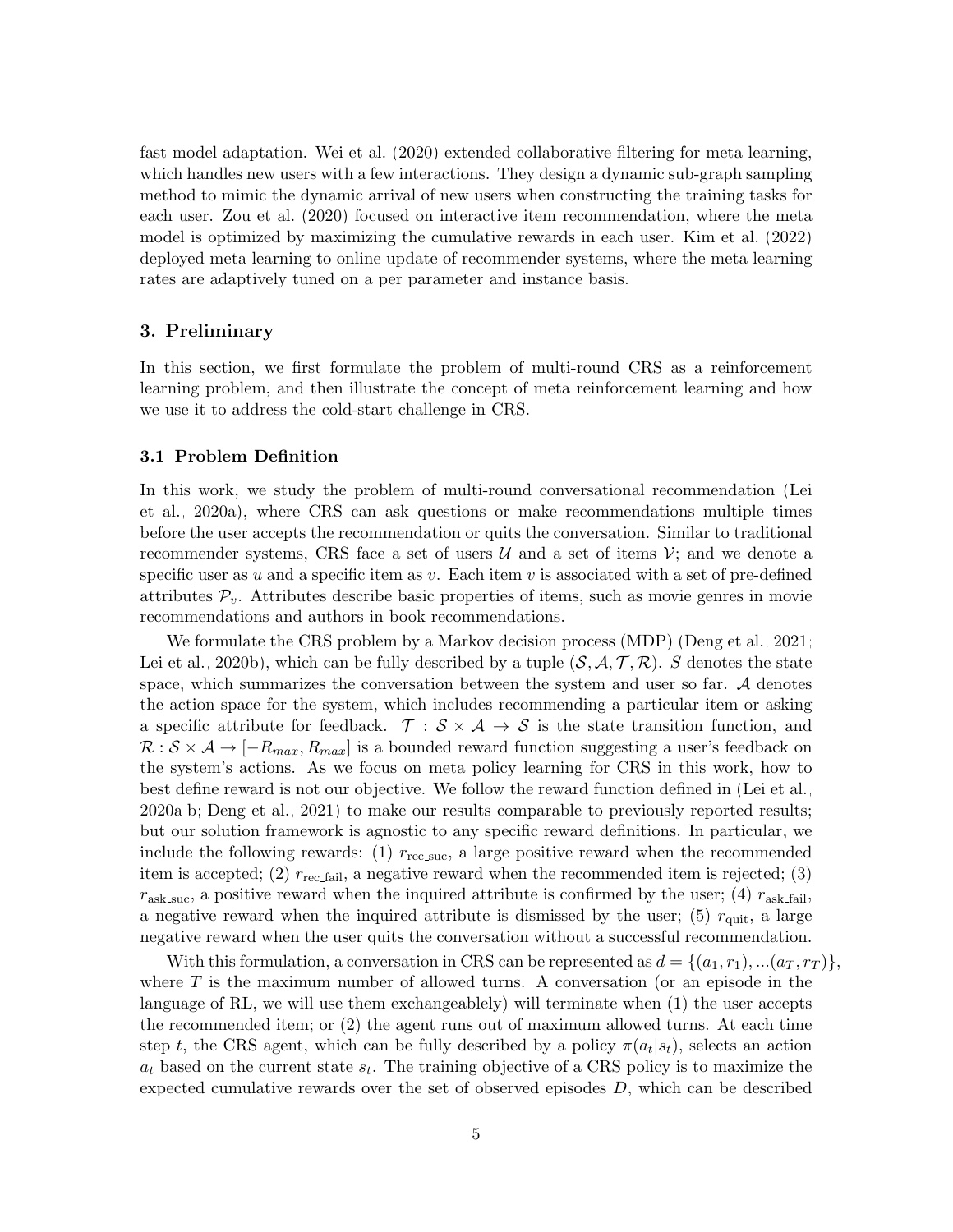fast model adaptation. Wei et al. (2020) extended collaborative filtering for meta learning, which handles new users with a few interactions. They design a dynamic sub-graph sampling method to mimic the dynamic arrival of new users when constructing the training tasks for each user. Zou et al. (2020) focused on interactive item recommendation, where the meta model is optimized by maximizing the cumulative rewards in each user. Kim et al. (2022) deployed meta learning to online update of recommender systems, where the meta learning rates are adaptively tuned on a per parameter and instance basis.

## 3. Preliminary

In this section, we first formulate the problem of multi-round CRS as a reinforcement learning problem, and then illustrate the concept of meta reinforcement learning and how we use it to address the cold-start challenge in CRS.

### 3.1 Problem Definition

In this work, we study the problem of multi-round conversational recommendation (Lei et al., 2020a), where CRS can ask questions or make recommendations multiple times before the user accepts the recommendation or quits the conversation. Similar to traditional recommender systems, CRS face a set of users $\mathcal{U}$ and a set of items $\mathcal{V}$; and we denote a specific user as $u$ and a specific item as $v$. Each item $v$ is associated with a set of pre-defined attributes $\mathcal{P}_v$. Attributes describe basic properties of items, such as movie genres in movie recommendations and authors in book recommendations.

We formulate the CRS problem by a Markov decision process (MDP) (Deng et al., 2021; Lei et al., 2020b), which can be fully described by a tuple $(\mathcal{S}, \mathcal{A}, \mathcal{T}, \mathcal{R})$. $S$ denotes the state space, which summarizes the conversation between the system and user so far. $\mathcal{A}$ denotes the action space for the system, which includes recommending a particular item or asking a specific attribute for feedback. $\mathcal{T} : \mathcal{S} \times \mathcal{A} \rightarrow \mathcal{S}$ is the state transition function, and $\mathcal{R} : \mathcal{S} \times \mathcal{A} \rightarrow [-R_{max}, R_{max}]$ is a bounded reward function suggesting a user's feedback on the system's actions. As we focus on meta policy learning for CRS in this work, how to best define reward is not our objective. We follow the reward function defined in (Lei et al., 2020a b; Deng et al., 2021) to make our results comparable to previously reported results; but our solution framework is agnostic to any specific reward definitions. In particular, we include the following rewards: (1) $r_{\text{rec\_suc}}$, a large positive reward when the recommended item is accepted; (2) $r_{\text{rec\_fail}}$, a negative reward when the recommended item is rejected; (3) $r_{\text{ask\_suc}}$, a positive reward when the inquired attribute is confirmed by the user; (4) $r_{\text{ask\_fail}}$, a negative reward when the inquired attribute is dismissed by the user; (5) $r_{\text{quit}}$, a large negative reward when the user quits the conversation without a successful recommendation.

With this formulation, a conversation in CRS can be represented as $d = \{(a_1, r_1), ...(a_T, r_T)\}$, where $T$ is the maximum number of allowed turns. A conversation (or an episode in the language of RL, we will use them exchangeablely) will terminate when (1) the user accepts the recommended item; or (2) the agent runs out of maximum allowed turns. At each time step $t$, the CRS agent, which can be fully described by a policy $\pi(a_t|s_t)$, selects an action $a_t$ based on the current state $s_t$. The training objective of a CRS policy is to maximize the expected cumulative rewards over the set of observed episodes $D$, which can be described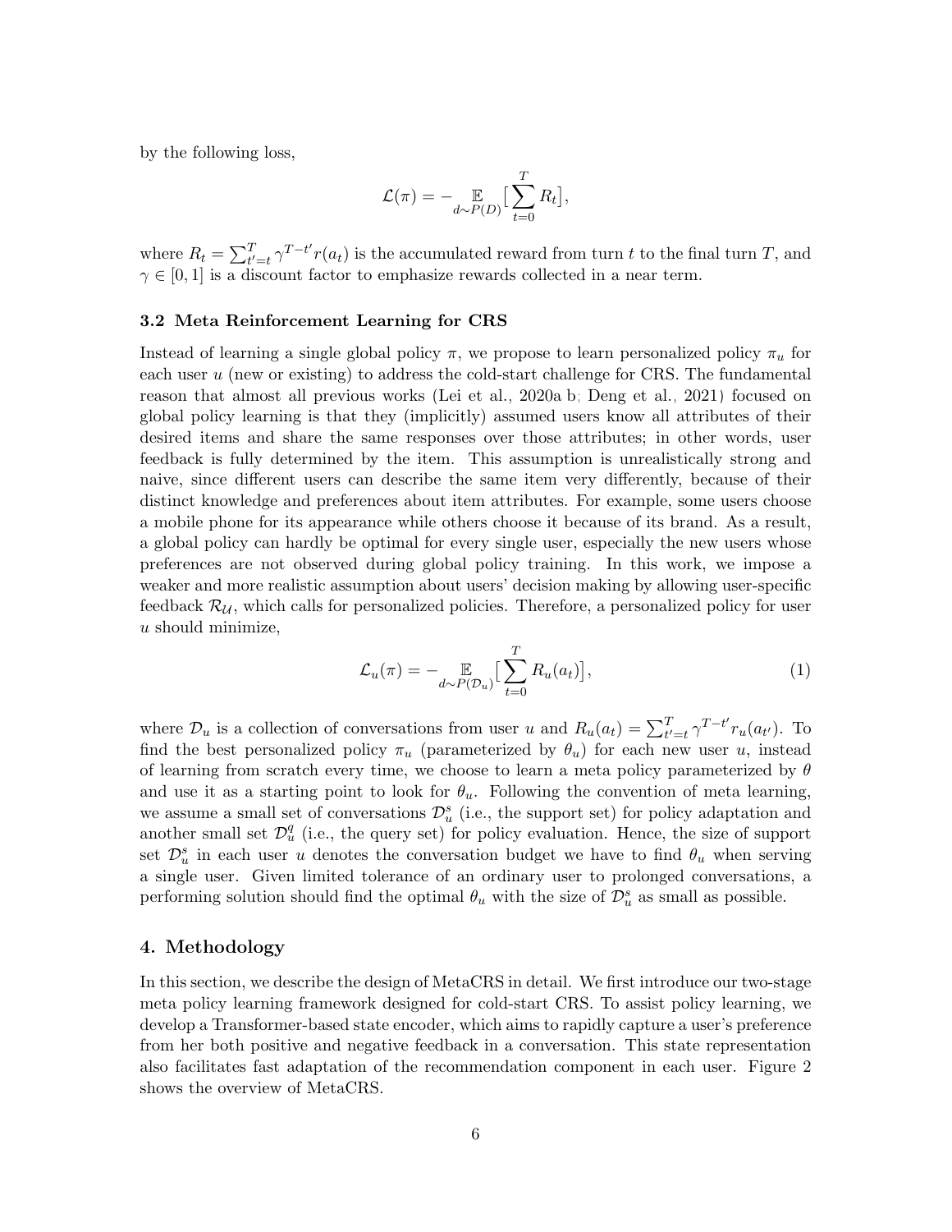by the following loss,

$$\mathcal{L}(\pi) = - \mathop{\mathbb{E}}_{d \sim P(D)} \big[ \sum_{t=0}^{T} R_t \big],$$

where $R_t = \sum_{t'=t}^{T} \gamma^{T-t'} r(a_t)$ is the accumulated reward from turn $t$ to the final turn $T$, and $\gamma \in [0, 1]$ is a discount factor to emphasize rewards collected in a near term.

### 3.2 Meta Reinforcement Learning for CRS

Instead of learning a single global policy $\pi$, we propose to learn personalized policy $\pi_u$ for each user $u$ (new or existing) to address the cold-start challenge for CRS. The fundamental reason that almost all previous works (Lei et al., 2020a,b; Deng et al., 2021) focused on global policy learning is that they (implicitly) assumed users know all attributes of their desired items and share the same responses over those attributes; in other words, user feedback is fully determined by the item. This assumption is unrealistically strong and naive, since different users can describe the same item very differently, because of their distinct knowledge and preferences about item attributes. For example, some users choose a mobile phone for its appearance while others choose it because of its brand. As a result, a global policy can hardly be optimal for every single user, especially the new users whose preferences are not observed during global policy training. In this work, we impose a weaker and more realistic assumption about users' decision making by allowing user-specific feedback $\mathcal{R}_{\mathcal{U}}$, which calls for personalized policies. Therefore, a personalized policy for user $u$ should minimize,

$$\mathcal{L}_u(\pi) = - \mathop{\mathbb{E}}_{d \sim P(\mathcal{D}_u)} \big[ \sum_{t=0}^{T} R_u(a_t) \big], \tag{1}$$

where $\mathcal{D}_u$ is a collection of conversations from user $u$ and $R_u(a_t) = \sum_{t'=t}^{T} \gamma^{T-t'} r_u(a_{t'})$. To find the best personalized policy $\pi_u$ (parameterized by $\theta_u$) for each new user $u$, instead of learning from scratch every time, we choose to learn a meta policy parameterized by $\theta$ and use it as a starting point to look for $\theta_u$. Following the convention of meta learning, we assume a small set of conversations $\mathcal{D}_u^s$ (i.e., the support set) for policy adaptation and another small set $\mathcal{D}_u^q$ (i.e., the query set) for policy evaluation. Hence, the size of support set $\mathcal{D}_u^s$ in each user $u$ denotes the conversation budget we have to find $\theta_u$ when serving a single user. Given limited tolerance of an ordinary user to prolonged conversations, a performing solution should find the optimal $\theta_u$ with the size of $\mathcal{D}_u^s$ as small as possible.

## 4. Methodology

In this section, we describe the design of MetaCRS in detail. We first introduce our two-stage meta policy learning framework designed for cold-start CRS. To assist policy learning, we develop a Transformer-based state encoder, which aims to rapidly capture a user's preference from her both positive and negative feedback in a conversation. This state representation also facilitates fast adaptation of the recommendation component in each user. Figure 2 shows the overview of MetaCRS.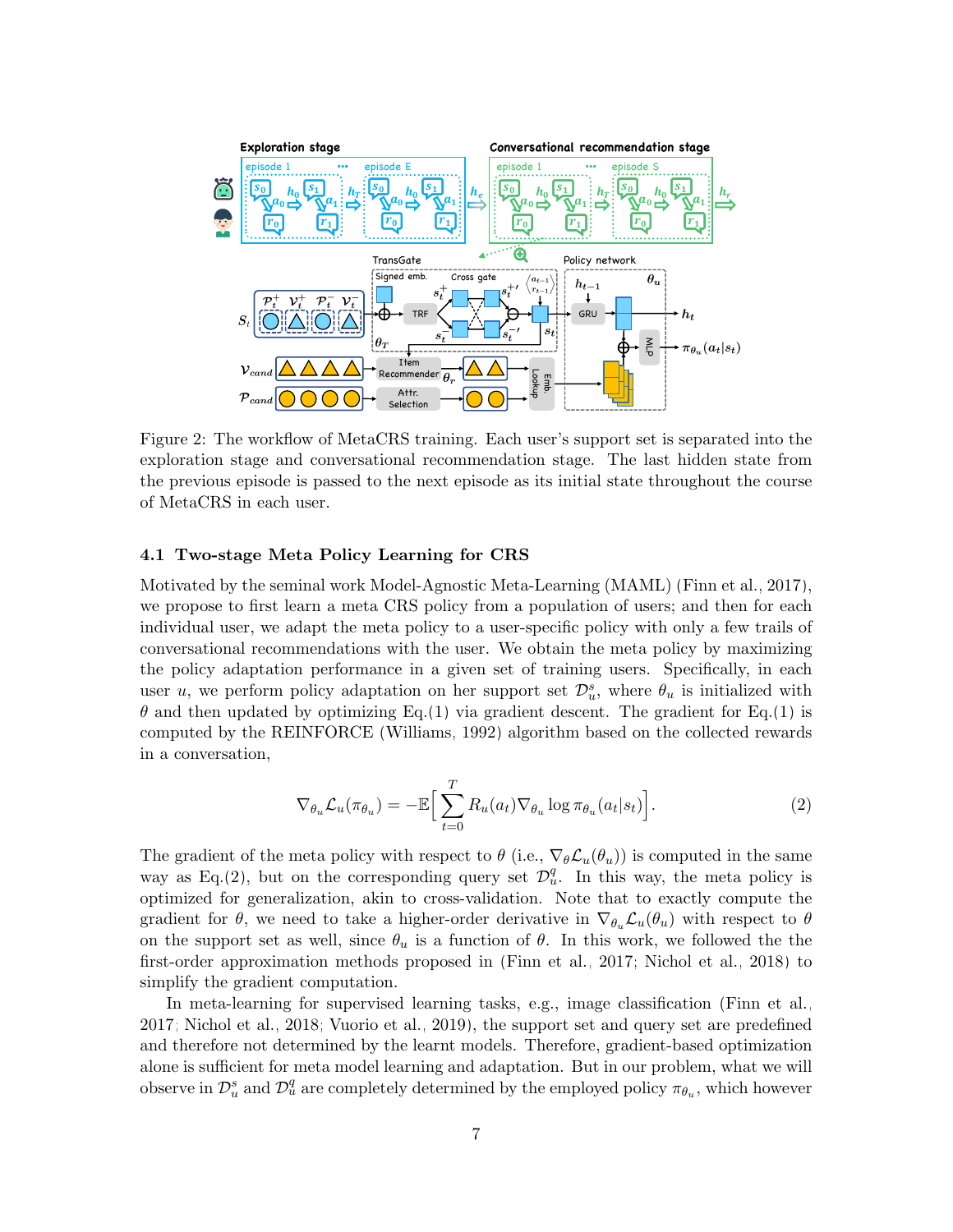Figure 2: The workflow of MetaCRS training. Each user's support set is separated into the exploration stage and conversational recommendation stage. The last hidden state from the previous episode is passed to the next episode as its initial state throughout the course of MetaCRS in each user.

### 4.1 Two-stage Meta Policy Learning for CRS

Motivated by the seminal work Model-Agnostic Meta-Learning (MAML) (Finn et al., 2017), we propose to first learn a meta CRS policy from a population of users; and then for each individual user, we adapt the meta policy to a user-specific policy with only a few trails of conversational recommendations with the user. We obtain the meta policy by maximizing the policy adaptation performance in a given set of training users. Specifically, in each user $u$, we perform policy adaptation on her support set $\mathcal{D}_u^s$, where $\theta_u$ is initialized with $\theta$ and then updated by optimizing Eq.(1) via gradient descent. The gradient for Eq.(1) is computed by the REINFORCE (Williams, 1992) algorithm based on the collected rewards in a conversation,

$$\nabla_{\theta_u}\mathcal{L}_u(\pi_{\theta_u}) = -\mathbb{E}\Big[\sum_{t=0}^{T} R_u(a_t)\nabla_{\theta_u}\log\pi_{\theta_u}(a_t|s_t)\Big]. \tag{2}$$

The gradient of the meta policy with respect to $\theta$ (i.e., $\nabla_\theta\mathcal{L}_u(\theta_u)$) is computed in the same way as Eq.(2), but on the corresponding query set $\mathcal{D}_u^q$. In this way, the meta policy is optimized for generalization, akin to cross-validation. Note that to exactly compute the gradient for $\theta$, we need to take a higher-order derivative in $\nabla_{\theta_u}\mathcal{L}_u(\theta_u)$ with respect to $\theta$ on the support set as well, since $\theta_u$ is a function of $\theta$. In this work, we followed the the first-order approximation methods proposed in (Finn et al., 2017; Nichol et al., 2018) to simplify the gradient computation.

In meta-learning for supervised learning tasks, e.g., image classification (Finn et al., 2017; Nichol et al., 2018; Vuorio et al., 2019), the support set and query set are predefined and therefore not determined by the learnt models. Therefore, gradient-based optimization alone is sufficient for meta model learning and adaptation. But in our problem, what we will observe in $\mathcal{D}_u^s$ and $\mathcal{D}_u^q$ are completely determined by the employed policy $\pi_{\theta_u}$, which however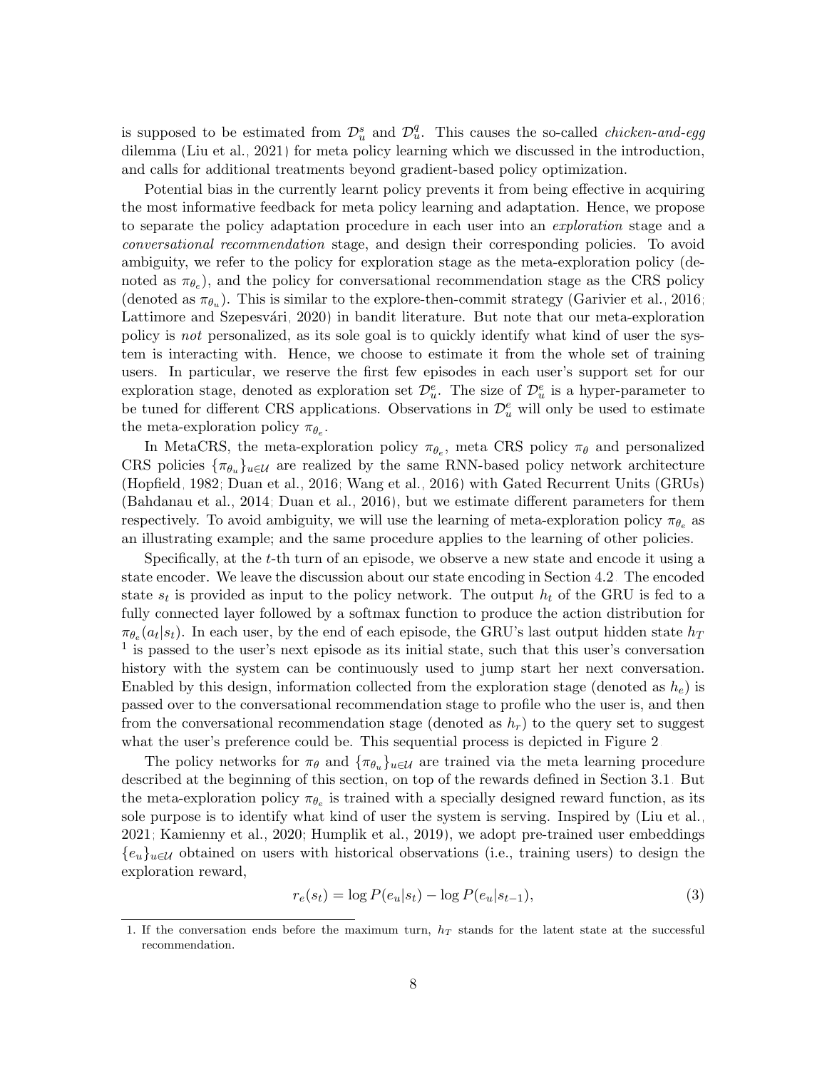is supposed to be estimated from $\mathcal{D}_u^s$ and $\mathcal{D}_u^q$. This causes the so-called *chicken-and-egg* dilemma (Liu et al., 2021) for meta policy learning which we discussed in the introduction, and calls for additional treatments beyond gradient-based policy optimization.

Potential bias in the currently learnt policy prevents it from being effective in acquiring the most informative feedback for meta policy learning and adaptation. Hence, we propose to separate the policy adaptation procedure in each user into an *exploration* stage and a *conversational recommendation* stage, and design their corresponding policies. To avoid ambiguity, we refer to the policy for exploration stage as the meta-exploration policy (denoted as $\pi_{\theta_e}$), and the policy for conversational recommendation stage as the CRS policy (denoted as $\pi_{\theta_u}$). This is similar to the explore-then-commit strategy (Garivier et al., 2016; Lattimore and Szepesvári, 2020) in bandit literature. But note that our meta-exploration policy is *not* personalized, as its sole goal is to quickly identify what kind of user the system is interacting with. Hence, we choose to estimate it from the whole set of training users. In particular, we reserve the first few episodes in each user's support set for our exploration stage, denoted as exploration set $\mathcal{D}_u^e$. The size of $\mathcal{D}_u^e$ is a hyper-parameter to be tuned for different CRS applications. Observations in $\mathcal{D}_u^e$ will only be used to estimate the meta-exploration policy $\pi_{\theta_e}$.

In MetaCRS, the meta-exploration policy $\pi_{\theta_e}$, meta CRS policy $\pi_\theta$ and personalized CRS policies $\{\pi_{\theta_u}\}_{u\in\mathcal{U}}$ are realized by the same RNN-based policy network architecture (Hopfield, 1982; Duan et al., 2016; Wang et al., 2016) with Gated Recurrent Units (GRUs) (Bahdanau et al., 2014; Duan et al., 2016), but we estimate different parameters for them respectively. To avoid ambiguity, we will use the learning of meta-exploration policy $\pi_{\theta_e}$ as an illustrating example; and the same procedure applies to the learning of other policies.

Specifically, at the $t$-th turn of an episode, we observe a new state and encode it using a state encoder. We leave the discussion about our state encoding in Section 4.2. The encoded state $s_t$ is provided as input to the policy network. The output $h_t$ of the GRU is fed to a fully connected layer followed by a softmax function to produce the action distribution for $\pi_{\theta_e}(a_t|s_t)$. In each user, by the end of each episode, the GRU's last output hidden state $h_T$ [1] is passed to the user's next episode as its initial state, such that this user's conversation history with the system can be continuously used to jump start her next conversation. Enabled by this design, information collected from the exploration stage (denoted as $h_e$) is passed over to the conversational recommendation stage to profile who the user is, and then from the conversational recommendation stage (denoted as $h_r$) to the query set to suggest what the user's preference could be. This sequential process is depicted in Figure 2.

The policy networks for $\pi_\theta$ and $\{\pi_{\theta_u}\}_{u\in\mathcal{U}}$ are trained via the meta learning procedure described at the beginning of this section, on top of the rewards defined in Section 3.1. But the meta-exploration policy $\pi_{\theta_e}$ is trained with a specially designed reward function, as its sole purpose is to identify what kind of user the system is serving. Inspired by (Liu et al., 2021; Kamienny et al., 2020; Humplik et al., 2019), we adopt pre-trained user embeddings $\{e_u\}_{u\in\mathcal{U}}$ obtained on users with historical observations (i.e., training users) to design the exploration reward,

$$r_e(s_t) = \log P(e_u|s_t) - \log P(e_u|s_{t-1}), \tag{3}$$

1. If the conversation ends before the maximum turn, $h_T$ stands for the latent state at the successful recommendation.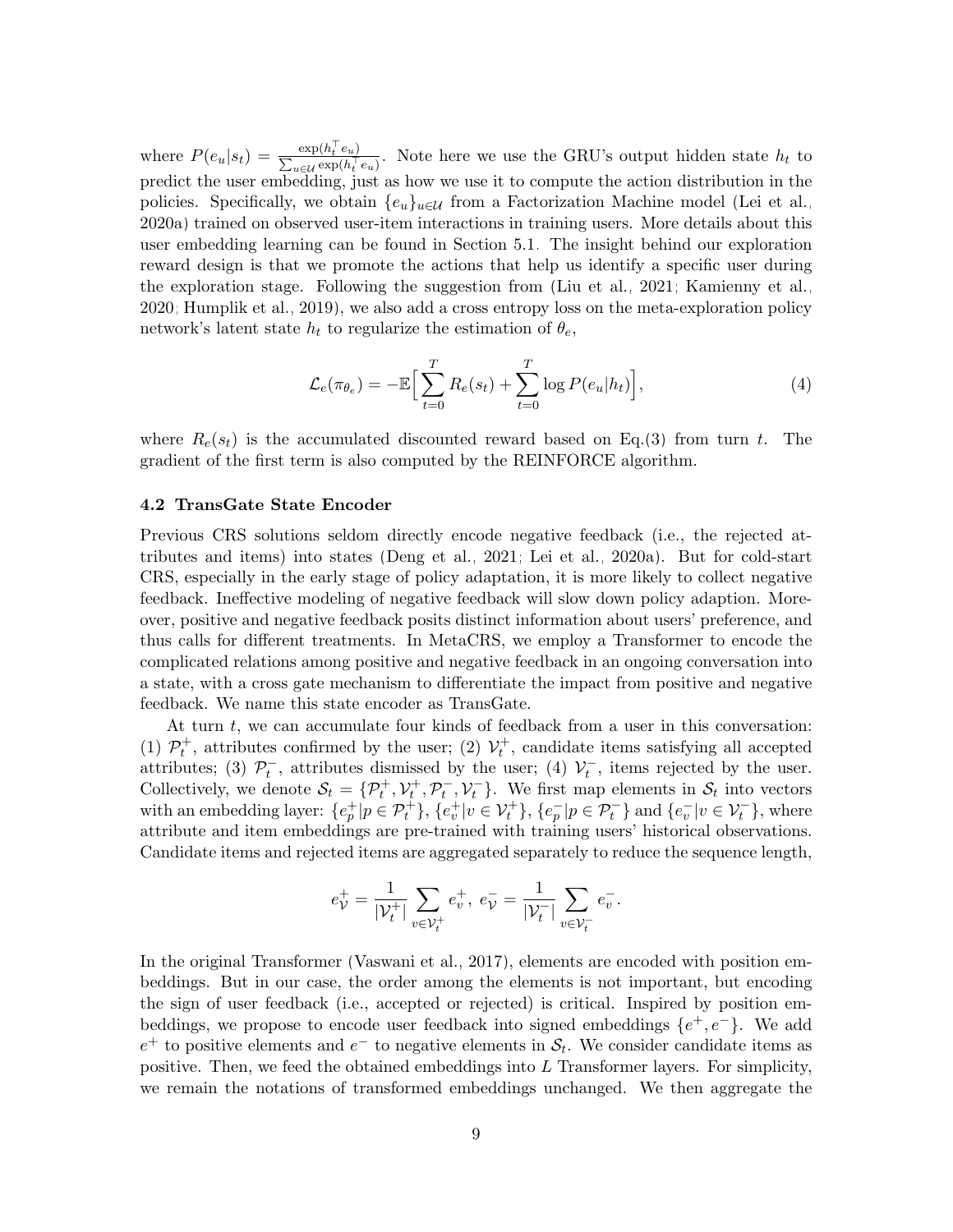where $P(e_u|s_t) = \frac{\exp(h_t^\top e_u)}{\sum_{u\in\mathcal{U}} \exp(h_t^\top e_u)}$. Note here we use the GRU's output hidden state $h_t$ to predict the user embedding, just as how we use it to compute the action distribution in the policies. Specifically, we obtain $\{e_u\}_{u\in\mathcal{U}}$ from a Factorization Machine model (Lei et al., 2020a) trained on observed user-item interactions in training users. More details about this user embedding learning can be found in Section 5.1. The insight behind our exploration reward design is that we promote the actions that help us identify a specific user during the exploration stage. Following the suggestion from (Liu et al., 2021; Kamienny et al., 2020; Humplik et al., 2019), we also add a cross entropy loss on the meta-exploration policy network's latent state $h_t$ to regularize the estimation of $\theta_e$,

$$\mathcal{L}_e(\pi_{\theta_e}) = -\mathbb{E}\Big[\sum_{t=0}^{T} R_e(s_t) + \sum_{t=0}^{T} \log P(e_u|h_t)\Big], \tag{4}$$

where $R_e(s_t)$ is the accumulated discounted reward based on Eq.(3) from turn $t$. The gradient of the first term is also computed by the REINFORCE algorithm.

### 4.2 TransGate State Encoder

Previous CRS solutions seldom directly encode negative feedback (i.e., the rejected attributes and items) into states (Deng et al., 2021; Lei et al., 2020a). But for cold-start CRS, especially in the early stage of policy adaptation, it is more likely to collect negative feedback. Ineffective modeling of negative feedback will slow down policy adaption. Moreover, positive and negative feedback posits distinct information about users' preference, and thus calls for different treatments. In MetaCRS, we employ a Transformer to encode the complicated relations among positive and negative feedback in an ongoing conversation into a state, with a cross gate mechanism to differentiate the impact from positive and negative feedback. We name this state encoder as TransGate.

At turn $t$, we can accumulate four kinds of feedback from a user in this conversation: (1) $\mathcal{P}_t^+$, attributes confirmed by the user; (2) $\mathcal{V}_t^+$, candidate items satisfying all accepted attributes; (3) $\mathcal{P}_t^-$, attributes dismissed by the user; (4) $\mathcal{V}_t^-$, items rejected by the user. Collectively, we denote $\mathcal{S}_t = \{\mathcal{P}_t^+, \mathcal{V}_t^+, \mathcal{P}_t^-, \mathcal{V}_t^-\}$. We first map elements in $\mathcal{S}_t$ into vectors with an embedding layer: $\{e_p^+|p \in \mathcal{P}_t^+\}$, $\{e_v^+|v \in \mathcal{V}_t^+\}$, $\{e_p^-|p \in \mathcal{P}_t^-\}$ and $\{e_v^-|v \in \mathcal{V}_t^-\}$, where attribute and item embeddings are pre-trained with training users' historical observations. Candidate items and rejected items are aggregated separately to reduce the sequence length,

$$e_{\mathcal{V}}^+ = \frac{1}{|\mathcal{V}_t^+|}\sum_{v\in\mathcal{V}_t^+} e_v^+,\ e_{\mathcal{V}}^- = \frac{1}{|\mathcal{V}_t^-|}\sum_{v\in\mathcal{V}_t^-} e_v^-.$$

In the original Transformer (Vaswani et al., 2017), elements are encoded with position embeddings. But in our case, the order among the elements is not important, but encoding the sign of user feedback (i.e., accepted or rejected) is critical. Inspired by position embeddings, we propose to encode user feedback into signed embeddings $\{e^+, e^-\}$. We add $e^+$ to positive elements and $e^-$ to negative elements in $\mathcal{S}_t$. We consider candidate items as positive. Then, we feed the obtained embeddings into $L$ Transformer layers. For simplicity, we remain the notations of transformed embeddings unchanged. We then aggregate the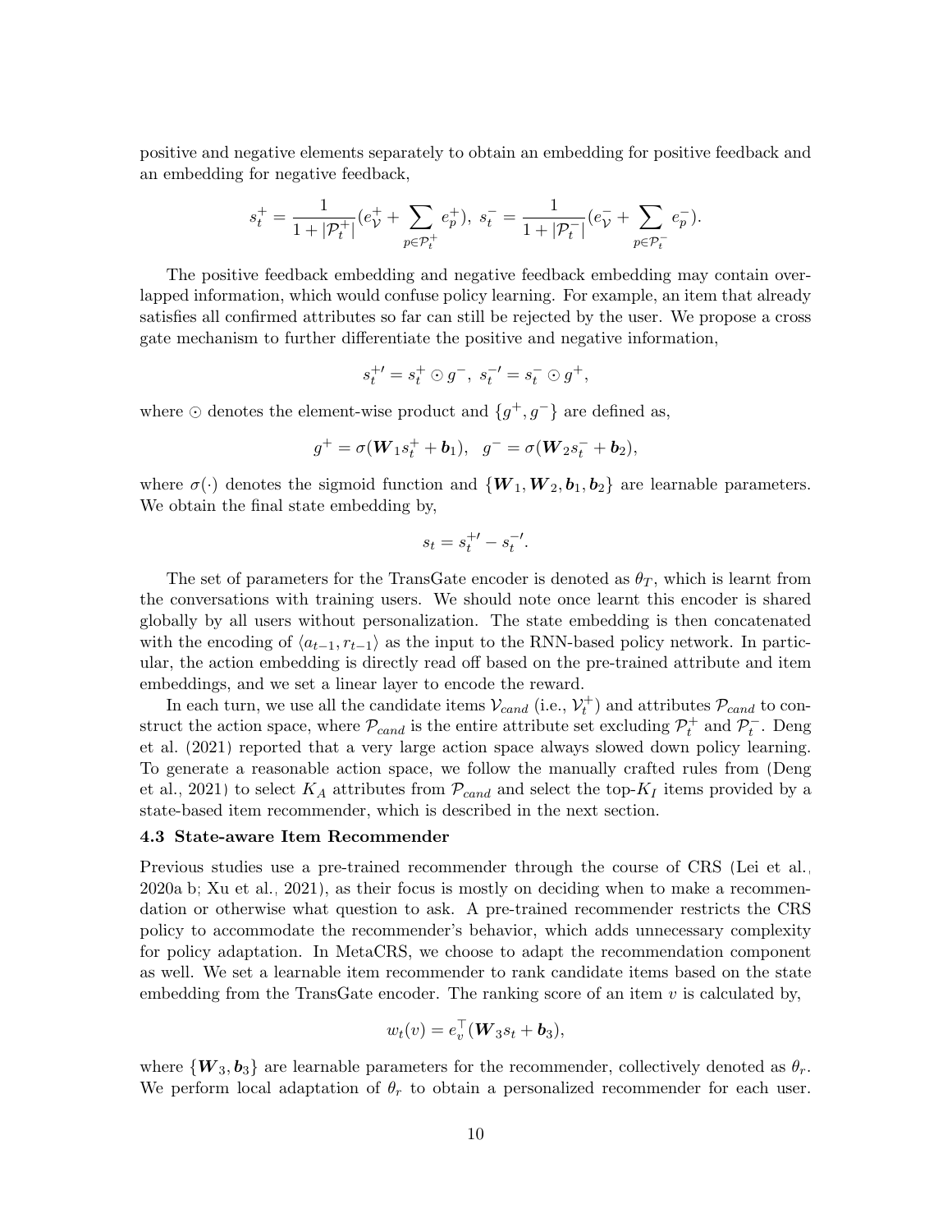positive and negative elements separately to obtain an embedding for positive feedback and an embedding for negative feedback,

$$s_t^+ = \frac{1}{1 + |\mathcal{P}_t^+|}(e_{\mathcal{V}}^+ + \sum_{p \in \mathcal{P}_t^+} e_p^+), \; s_t^- = \frac{1}{1 + |\mathcal{P}_t^-|}(e_{\mathcal{V}}^- + \sum_{p \in \mathcal{P}_t^-} e_p^-).$$

The positive feedback embedding and negative feedback embedding may contain overlapped information, which would confuse policy learning. For example, an item that already satisfies all confirmed attributes so far can still be rejected by the user. We propose a cross gate mechanism to further differentiate the positive and negative information,

$$s_t^{+\prime} = s_t^+ \odot g^-, \; s_t^{-\prime} = s_t^- \odot g^+,$$

where $\odot$ denotes the element-wise product and $\{g^+, g^-\}$ are defined as,

$$g^+ = \sigma(\boldsymbol{W}_1 s_t^+ + \boldsymbol{b}_1), \quad g^- = \sigma(\boldsymbol{W}_2 s_t^- + \boldsymbol{b}_2),$$

where $\sigma(\cdot)$ denotes the sigmoid function and $\{\boldsymbol{W}_1, \boldsymbol{W}_2, \boldsymbol{b}_1, \boldsymbol{b}_2\}$ are learnable parameters. We obtain the final state embedding by,

$$s_t = s_t^{+\prime} - s_t^{-\prime}.$$

The set of parameters for the TransGate encoder is denoted as $\theta_T$, which is learnt from the conversations with training users. We should note once learnt this encoder is shared globally by all users without personalization. The state embedding is then concatenated with the encoding of $\langle a_{t-1}, r_{t-1} \rangle$ as the input to the RNN-based policy network. In particular, the action embedding is directly read off based on the pre-trained attribute and item embeddings, and we set a linear layer to encode the reward.

In each turn, we use all the candidate items $\mathcal{V}_{cand}$ (i.e., $\mathcal{V}_t^+$) and attributes $\mathcal{P}_{cand}$ to construct the action space, where $\mathcal{P}_{cand}$ is the entire attribute set excluding $\mathcal{P}_t^+$ and $\mathcal{P}_t^-$. Deng et al. (2021) reported that a very large action space always slowed down policy learning. To generate a reasonable action space, we follow the manually crafted rules from (Deng et al., 2021) to select $K_A$ attributes from $\mathcal{P}_{cand}$ and select the top-$K_I$ items provided by a state-based item recommender, which is described in the next section.

### 4.3 State-aware Item Recommender

Previous studies use a pre-trained recommender through the course of CRS (Lei et al., 2020a b; Xu et al., 2021), as their focus is mostly on deciding when to make a recommendation or otherwise what question to ask. A pre-trained recommender restricts the CRS policy to accommodate the recommender's behavior, which adds unnecessary complexity for policy adaptation. In MetaCRS, we choose to adapt the recommendation component as well. We set a learnable item recommender to rank candidate items based on the state embedding from the TransGate encoder. The ranking score of an item $v$ is calculated by,

$$w_t(v) = e_v^\top (\boldsymbol{W}_3 s_t + \boldsymbol{b}_3),$$

where $\{\boldsymbol{W}_3, \boldsymbol{b}_3\}$ are learnable parameters for the recommender, collectively denoted as $\theta_r$. We perform local adaptation of $\theta_r$ to obtain a personalized recommender for each user.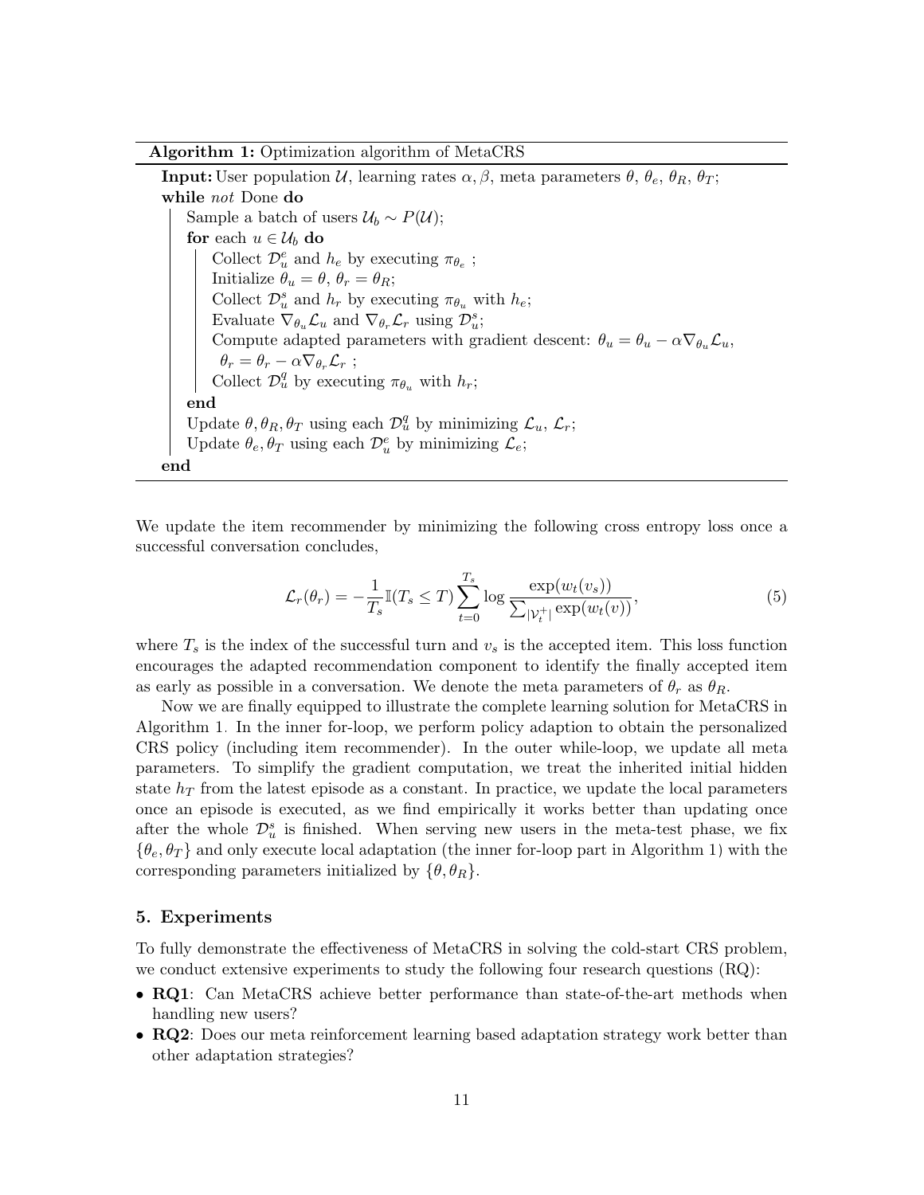**Algorithm 1:** Optimization algorithm of MetaCRS

```
Input: User population U, learning rates α, β, meta parameters θ, θ_e, θ_R, θ_T;
while not Done do
    Sample a batch of users U_b ~ P(U);
    for each u ∈ U_b do
        Collect D_u^e and h_e by executing π_{θ_e} ;
        Initialize θ_u = θ, θ_r = θ_R;
        Collect D_u^s and h_r by executing π_{θ_u} with h_e;
        Evaluate ∇_{θ_u} L_u and ∇_{θ_r} L_r using D_u^s;
        Compute adapted parameters with gradient descent: θ_u = θ_u − α∇_{θ_u} L_u,
         θ_r = θ_r − α∇_{θ_r} L_r ;
        Collect D_u^q by executing π_{θ_u} with h_r;
    end
    Update θ, θ_R, θ_T using each D_u^q by minimizing L_u, L_r;
    Update θ_e, θ_T using each D_u^e by minimizing L_e;
end
```

We update the item recommender by minimizing the following cross entropy loss once a successful conversation concludes,

$$\mathcal{L}_r(\theta_r) = -\frac{1}{T_s}\mathbb{I}(T_s \leq T)\sum_{t=0}^{T_s} \log \frac{\exp(w_t(v_s))}{\sum_{|\mathcal{V}_t^+|}\exp(w_t(v))}, \tag{5}$$

where $T_s$ is the index of the successful turn and $v_s$ is the accepted item. This loss function encourages the adapted recommendation component to identify the finally accepted item as early as possible in a conversation. We denote the meta parameters of $\theta_r$ as $\theta_R$.

Now we are finally equipped to illustrate the complete learning solution for MetaCRS in Algorithm 1. In the inner for-loop, we perform policy adaption to obtain the personalized CRS policy (including item recommender). In the outer while-loop, we update all meta parameters. To simplify the gradient computation, we treat the inherited initial hidden state $h_T$ from the latest episode as a constant. In practice, we update the local parameters once an episode is executed, as we find empirically it works better than updating once after the whole $\mathcal{D}_u^s$ is finished. When serving new users in the meta-test phase, we fix $\{\theta_e, \theta_T\}$ and only execute local adaptation (the inner for-loop part in Algorithm 1) with the corresponding parameters initialized by $\{\theta, \theta_R\}$.

## 5. Experiments

To fully demonstrate the effectiveness of MetaCRS in solving the cold-start CRS problem, we conduct extensive experiments to study the following four research questions (RQ):

- **RQ1**: Can MetaCRS achieve better performance than state-of-the-art methods when handling new users?
- **RQ2**: Does our meta reinforcement learning based adaptation strategy work better than other adaptation strategies?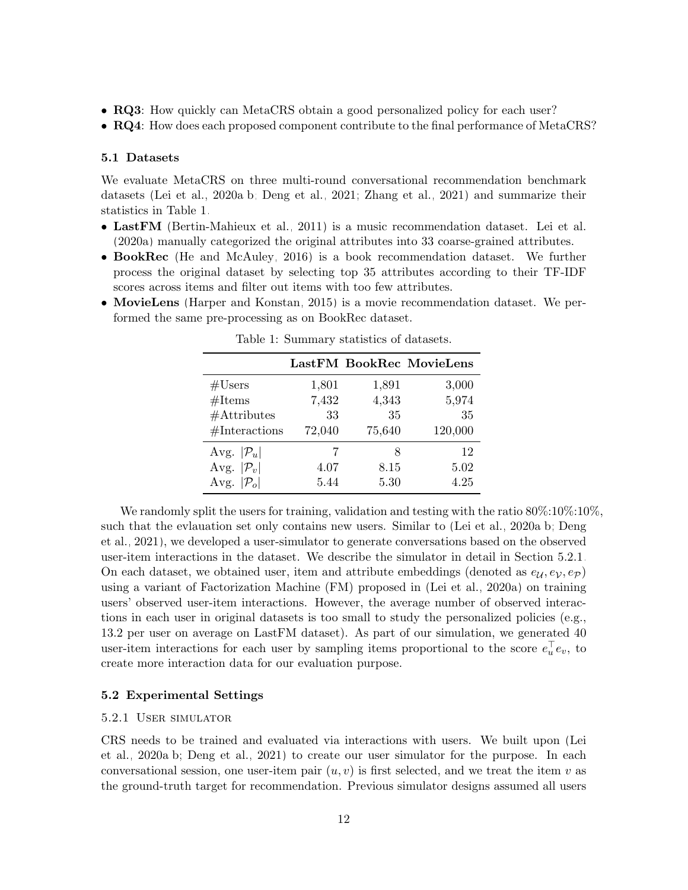- **RQ3**: How quickly can MetaCRS obtain a good personalized policy for each user?
- **RQ4**: How does each proposed component contribute to the final performance of MetaCRS?

### 5.1 Datasets

We evaluate MetaCRS on three multi-round conversational recommendation benchmark datasets (Lei et al., 2020a b; Deng et al., 2021; Zhang et al., 2021) and summarize their statistics in Table 1.

- **LastFM** (Bertin-Mahieux et al., 2011) is a music recommendation dataset. Lei et al. (2020a) manually categorized the original attributes into 33 coarse-grained attributes.
- **BookRec** (He and McAuley, 2016) is a book recommendation dataset. We further process the original dataset by selecting top 35 attributes according to their TF-IDF scores across items and filter out items with too few attributes.
- **MovieLens** (Harper and Konstan, 2015) is a movie recommendation dataset. We performed the same pre-processing as on BookRec dataset.

Table 1: Summary statistics of datasets.

| | **LastFM** | **BookRec** | **MovieLens** |
|---|---|---|---|
| #Users | 1,801 | 1,891 | 3,000 |
| #Items | 7,432 | 4,343 | 5,974 |
| #Attributes | 33 | 35 | 35 |
| #Interactions | 72,040 | 75,640 | 120,000 |
| Avg. $\lvert\mathcal{P}_u\rvert$ | 7 | 8 | 12 |
| Avg. $\lvert\mathcal{P}_v\rvert$ | 4.07 | 8.15 | 5.02 |
| Avg. $\lvert\mathcal{P}_o\rvert$ | 5.44 | 5.30 | 4.25 |

We randomly split the users for training, validation and testing with the ratio 80%:10%:10%, such that the evlauation set only contains new users. Similar to (Lei et al., 2020a b; Deng et al., 2021), we developed a user-simulator to generate conversations based on the observed user-item interactions in the dataset. We describe the simulator in detail in Section 5.2.1. On each dataset, we obtained user, item and attribute embeddings (denoted as $e_{\mathcal{U}}, e_{\mathcal{V}}, e_{\mathcal{P}}$) using a variant of Factorization Machine (FM) proposed in (Lei et al., 2020a) on training users' observed user-item interactions. However, the average number of observed interactions in each user in original datasets is too small to study the personalized policies (e.g., 13.2 per user on average on LastFM dataset). As part of our simulation, we generated 40 user-item interactions for each user by sampling items proportional to the score $e_u^\top e_v$, to create more interaction data for our evaluation purpose.

### 5.2 Experimental Settings

#### 5.2.1 User simulator

CRS needs to be trained and evaluated via interactions with users. We built upon (Lei et al., 2020a b; Deng et al., 2021) to create our user simulator for the purpose. In each conversational session, one user-item pair $(u, v)$ is first selected, and we treat the item $v$ as the ground-truth target for recommendation. Previous simulator designs assumed all users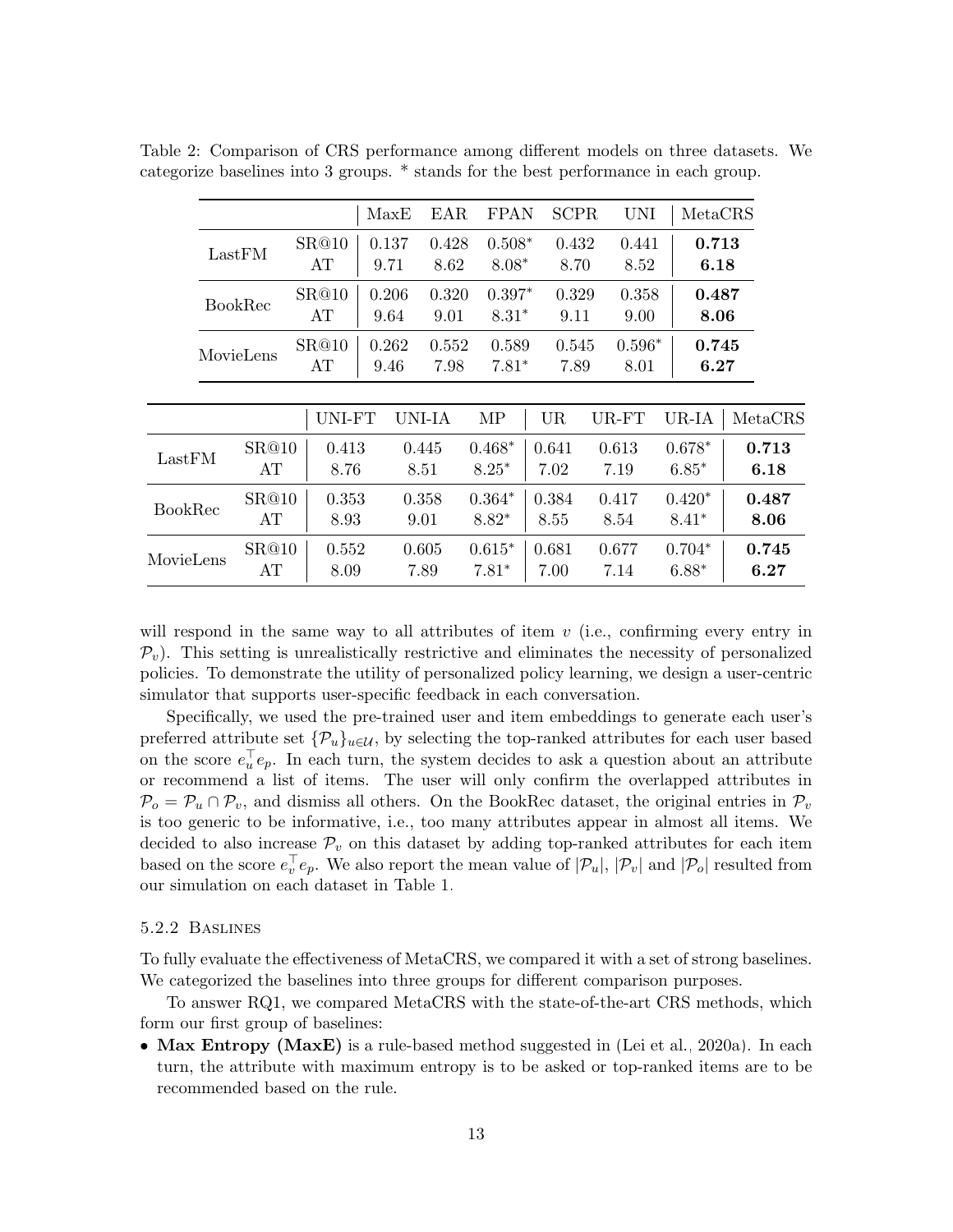Table 2: Comparison of CRS performance among different models on three datasets. We categorize baselines into 3 groups. * stands for the best performance in each group.

| | | MaxE | EAR | FPAN | SCPR | UNI | MetaCRS |
|---|---|---|---|---|---|---|---|
| LastFM | SR@10 | 0.137 | 0.428 | 0.508* | 0.432 | 0.441 | **0.713** |
| | AT | 9.71 | 8.62 | 8.08* | 8.70 | 8.52 | **6.18** |
| BookRec | SR@10 | 0.206 | 0.320 | 0.397* | 0.329 | 0.358 | **0.487** |
| | AT | 9.64 | 9.01 | 8.31* | 9.11 | 9.00 | **8.06** |
| MovieLens | SR@10 | 0.262 | 0.552 | 0.589 | 0.545 | 0.596* | **0.745** |
| | AT | 9.46 | 7.98 | 7.81* | 7.89 | 8.01 | **6.27** |

| | | UNI-FT | UNI-IA | MP | UR | UR-FT | UR-IA | MetaCRS |
|---|---|---|---|---|---|---|---|---|
| LastFM | SR@10 | 0.413 | 0.445 | 0.468* | 0.641 | 0.613 | 0.678* | **0.713** |
| | AT | 8.76 | 8.51 | 8.25* | 7.02 | 7.19 | 6.85* | **6.18** |
| BookRec | SR@10 | 0.353 | 0.358 | 0.364* | 0.384 | 0.417 | 0.420* | **0.487** |
| | AT | 8.93 | 9.01 | 8.82* | 8.55 | 8.54 | 8.41* | **8.06** |
| MovieLens | SR@10 | 0.552 | 0.605 | 0.615* | 0.681 | 0.677 | 0.704* | **0.745** |
| | AT | 8.09 | 7.89 | 7.81* | 7.00 | 7.14 | 6.88* | **6.27** |

will respond in the same way to all attributes of item $v$ (i.e., confirming every entry in $\mathcal{P}_v$). This setting is unrealistically restrictive and eliminates the necessity of personalized policies. To demonstrate the utility of personalized policy learning, we design a user-centric simulator that supports user-specific feedback in each conversation.

Specifically, we used the pre-trained user and item embeddings to generate each user's preferred attribute set $\{\mathcal{P}_u\}_{u\in\mathcal{U}}$, by selecting the top-ranked attributes for each user based on the score $e_u^\top e_p$. In each turn, the system decides to ask a question about an attribute or recommend a list of items. The user will only confirm the overlapped attributes in $\mathcal{P}_o = \mathcal{P}_u \cap \mathcal{P}_v$, and dismiss all others. On the BookRec dataset, the original entries in $\mathcal{P}_v$ is too generic to be informative, i.e., too many attributes appear in almost all items. We decided to also increase $\mathcal{P}_v$ on this dataset by adding top-ranked attributes for each item based on the score $e_v^\top e_p$. We also report the mean value of $|\mathcal{P}_u|$, $|\mathcal{P}_v|$ and $|\mathcal{P}_o|$ resulted from our simulation on each dataset in Table 1.

#### 5.2.2 Baslines

To fully evaluate the effectiveness of MetaCRS, we compared it with a set of strong baselines. We categorized the baselines into three groups for different comparison purposes.

To answer RQ1, we compared MetaCRS with the state-of-the-art CRS methods, which form our first group of baselines:

- **Max Entropy (MaxE)** is a rule-based method suggested in (Lei et al., 2020a). In each turn, the attribute with maximum entropy is to be asked or top-ranked items are to be recommended based on the rule.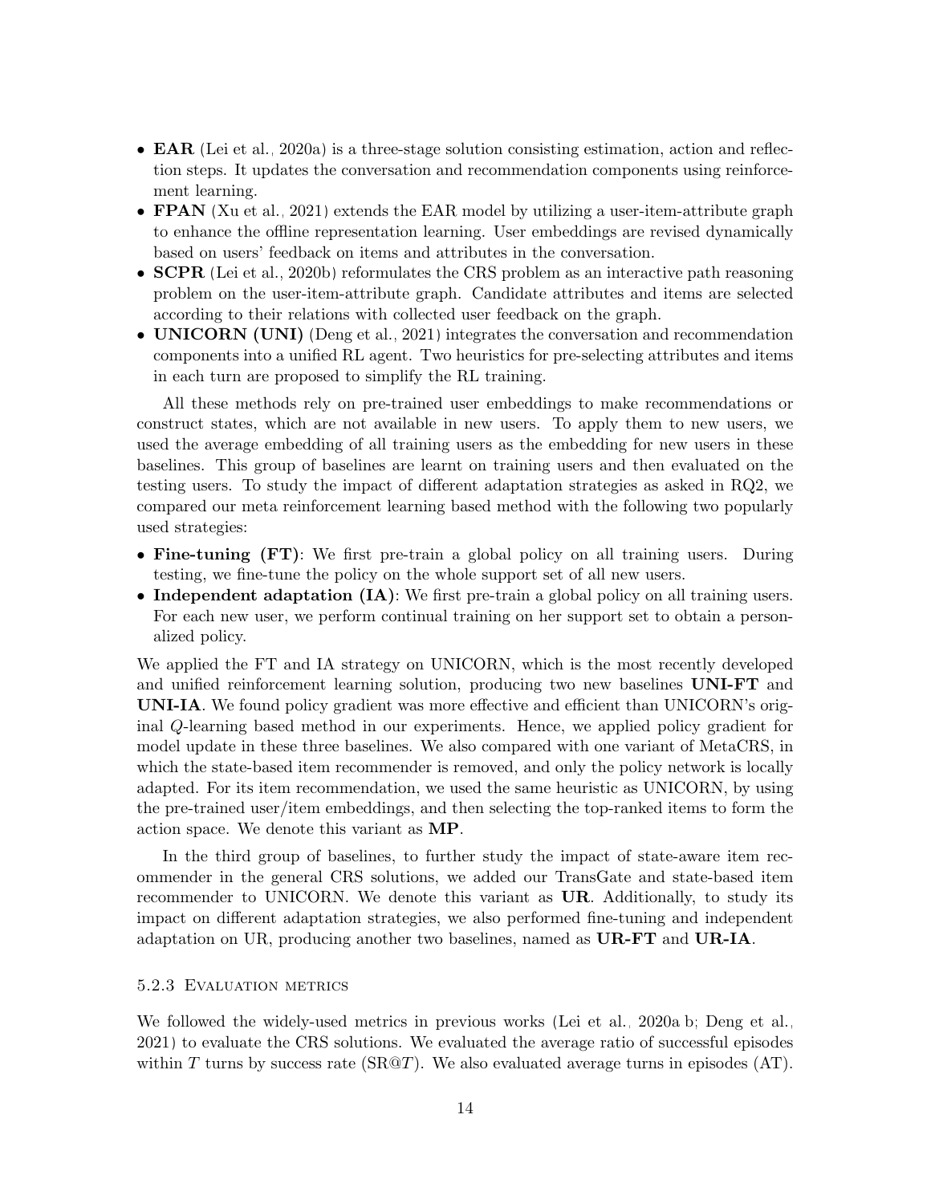- **EAR** (Lei et al., 2020a) is a three-stage solution consisting estimation, action and reflection steps. It updates the conversation and recommendation components using reinforcement learning.
- **FPAN** (Xu et al., 2021) extends the EAR model by utilizing a user-item-attribute graph to enhance the offline representation learning. User embeddings are revised dynamically based on users' feedback on items and attributes in the conversation.
- **SCPR** (Lei et al., 2020b) reformulates the CRS problem as an interactive path reasoning problem on the user-item-attribute graph. Candidate attributes and items are selected according to their relations with collected user feedback on the graph.
- **UNICORN (UNI)** (Deng et al., 2021) integrates the conversation and recommendation components into a unified RL agent. Two heuristics for pre-selecting attributes and items in each turn are proposed to simplify the RL training.

All these methods rely on pre-trained user embeddings to make recommendations or construct states, which are not available in new users. To apply them to new users, we used the average embedding of all training users as the embedding for new users in these baselines. This group of baselines are learnt on training users and then evaluated on the testing users. To study the impact of different adaptation strategies as asked in RQ2, we compared our meta reinforcement learning based method with the following two popularly used strategies:

- **Fine-tuning (FT)**: We first pre-train a global policy on all training users. During testing, we fine-tune the policy on the whole support set of all new users.
- **Independent adaptation (IA)**: We first pre-train a global policy on all training users. For each new user, we perform continual training on her support set to obtain a personalized policy.

We applied the FT and IA strategy on UNICORN, which is the most recently developed and unified reinforcement learning solution, producing two new baselines **UNI-FT** and **UNI-IA**. We found policy gradient was more effective and efficient than UNICORN's original $Q$-learning based method in our experiments. Hence, we applied policy gradient for model update in these three baselines. We also compared with one variant of MetaCRS, in which the state-based item recommender is removed, and only the policy network is locally adapted. For its item recommendation, we used the same heuristic as UNICORN, by using the pre-trained user/item embeddings, and then selecting the top-ranked items to form the action space. We denote this variant as **MP**.

In the third group of baselines, to further study the impact of state-aware item recommender in the general CRS solutions, we added our TransGate and state-based item recommender to UNICORN. We denote this variant as **UR**. Additionally, to study its impact on different adaptation strategies, we also performed fine-tuning and independent adaptation on UR, producing another two baselines, named as **UR-FT** and **UR-IA**.

#### 5.2.3 Evaluation metrics

We followed the widely-used metrics in previous works (Lei et al., 2020a b; Deng et al., 2021) to evaluate the CRS solutions. We evaluated the average ratio of successful episodes within $T$ turns by success rate (SR@$T$). We also evaluated average turns in episodes (AT).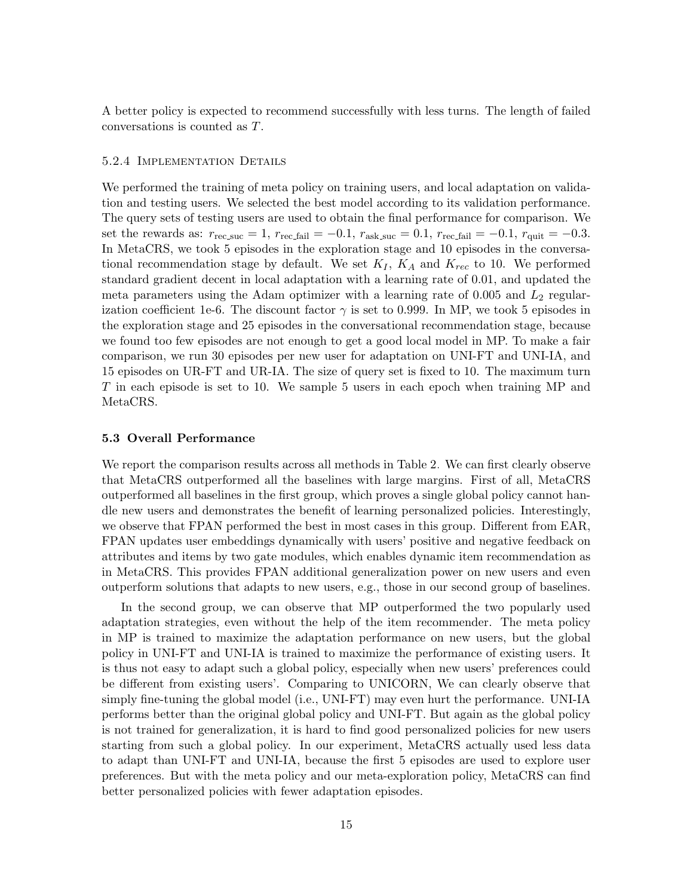A better policy is expected to recommend successfully with less turns. The length of failed conversations is counted as $T$.

#### 5.2.4 Implementation Details

We performed the training of meta policy on training users, and local adaptation on validation and testing users. We selected the best model according to its validation performance. The query sets of testing users are used to obtain the final performance for comparison. We set the rewards as: $r_{\text{rec\_suc}} = 1$, $r_{\text{rec\_fail}} = -0.1$, $r_{\text{ask\_suc}} = 0.1$, $r_{\text{rec\_fail}} = -0.1$, $r_{\text{quit}} = -0.3$. In MetaCRS, we took 5 episodes in the exploration stage and 10 episodes in the conversational recommendation stage by default. We set $K_I$, $K_A$ and $K_{rec}$ to 10. We performed standard gradient decent in local adaptation with a learning rate of 0.01, and updated the meta parameters using the Adam optimizer with a learning rate of 0.005 and $L_2$ regularization coefficient 1e-6. The discount factor $\gamma$ is set to 0.999. In MP, we took 5 episodes in the exploration stage and 25 episodes in the conversational recommendation stage, because we found too few episodes are not enough to get a good local model in MP. To make a fair comparison, we run 30 episodes per new user for adaptation on UNI-FT and UNI-IA, and 15 episodes on UR-FT and UR-IA. The size of query set is fixed to 10. The maximum turn $T$ in each episode is set to 10. We sample 5 users in each epoch when training MP and MetaCRS.

### 5.3 Overall Performance

We report the comparison results across all methods in Table 2. We can first clearly observe that MetaCRS outperformed all the baselines with large margins. First of all, MetaCRS outperformed all baselines in the first group, which proves a single global policy cannot handle new users and demonstrates the benefit of learning personalized policies. Interestingly, we observe that FPAN performed the best in most cases in this group. Different from EAR, FPAN updates user embeddings dynamically with users' positive and negative feedback on attributes and items by two gate modules, which enables dynamic item recommendation as in MetaCRS. This provides FPAN additional generalization power on new users and even outperform solutions that adapts to new users, e.g., those in our second group of baselines.

In the second group, we can observe that MP outperformed the two popularly used adaptation strategies, even without the help of the item recommender. The meta policy in MP is trained to maximize the adaptation performance on new users, but the global policy in UNI-FT and UNI-IA is trained to maximize the performance of existing users. It is thus not easy to adapt such a global policy, especially when new users' preferences could be different from existing users'. Comparing to UNICORN, We can clearly observe that simply fine-tuning the global model (i.e., UNI-FT) may even hurt the performance. UNI-IA performs better than the original global policy and UNI-FT. But again as the global policy is not trained for generalization, it is hard to find good personalized policies for new users starting from such a global policy. In our experiment, MetaCRS actually used less data to adapt than UNI-FT and UNI-IA, because the first 5 episodes are used to explore user preferences. But with the meta policy and our meta-exploration policy, MetaCRS can find better personalized policies with fewer adaptation episodes.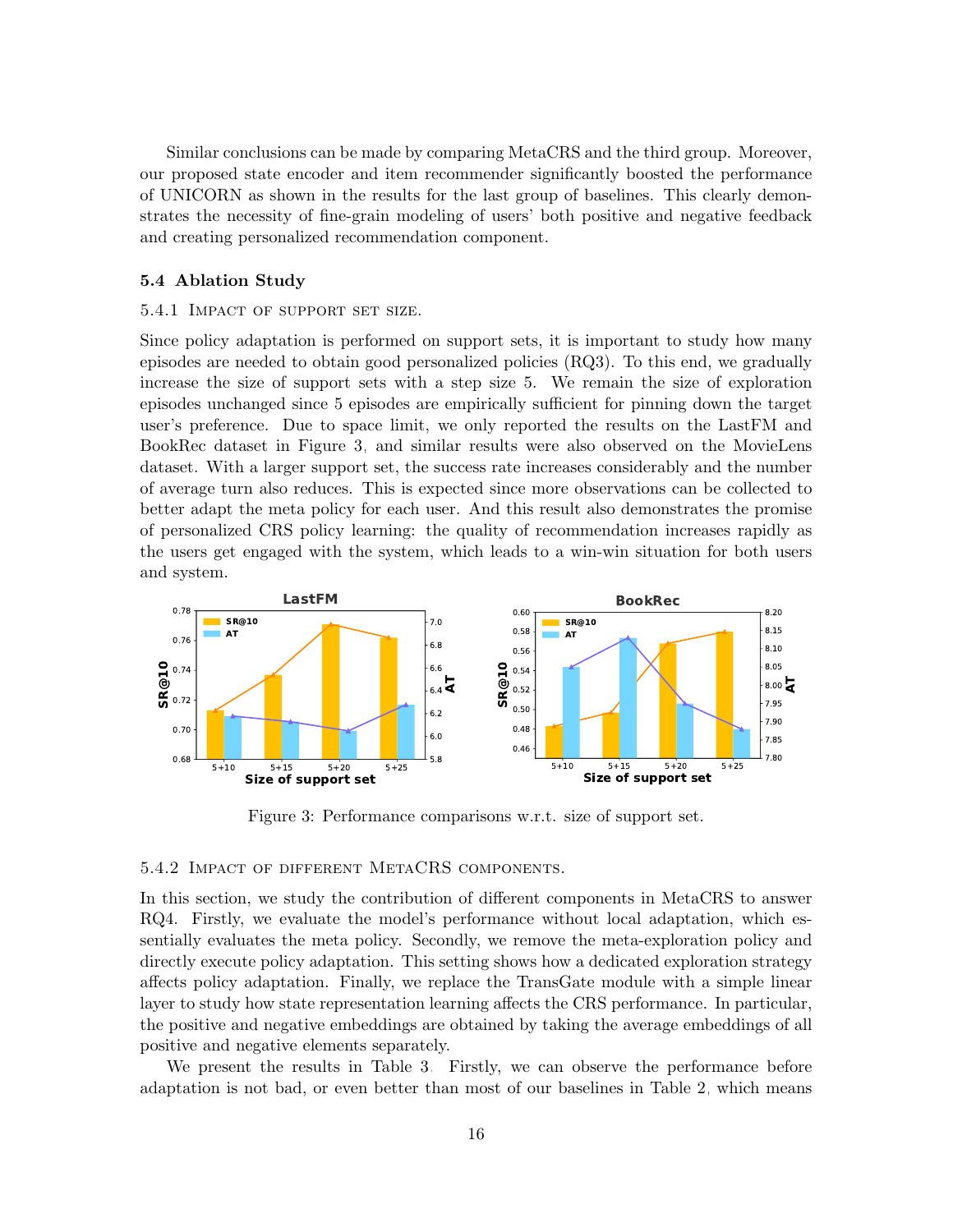Similar conclusions can be made by comparing MetaCRS and the third group. Moreover, our proposed state encoder and item recommender significantly boosted the performance of UNICORN as shown in the results for the last group of baselines. This clearly demonstrates the necessity of fine-grain modeling of users' both positive and negative feedback and creating personalized recommendation component.

### 5.4 Ablation Study

#### 5.4.1 Impact of support set size.

Since policy adaptation is performed on support sets, it is important to study how many episodes are needed to obtain good personalized policies (RQ3). To this end, we gradually increase the size of support sets with a step size 5. We remain the size of exploration episodes unchanged since 5 episodes are empirically sufficient for pinning down the target user's preference. Due to space limit, we only reported the results on the LastFM and BookRec dataset in Figure 3, and similar results were also observed on the MovieLens dataset. With a larger support set, the success rate increases considerably and the number of average turn also reduces. This is expected since more observations can be collected to better adapt the meta policy for each user. And this result also demonstrates the promise of personalized CRS policy learning: the quality of recommendation increases rapidly as the users get engaged with the system, which leads to a win-win situation for both users and system.

Figure 3: Performance comparisons w.r.t. size of support set.

#### 5.4.2 Impact of different MetaCRS components.

In this section, we study the contribution of different components in MetaCRS to answer RQ4. Firstly, we evaluate the model's performance without local adaptation, which essentially evaluates the meta policy. Secondly, we remove the meta-exploration policy and directly execute policy adaptation. This setting shows how a dedicated exploration strategy affects policy adaptation. Finally, we replace the TransGate module with a simple linear layer to study how state representation learning affects the CRS performance. In particular, the positive and negative embeddings are obtained by taking the average embeddings of all positive and negative elements separately.

We present the results in Table 3. Firstly, we can observe the performance before adaptation is not bad, or even better than most of our baselines in Table 2, which means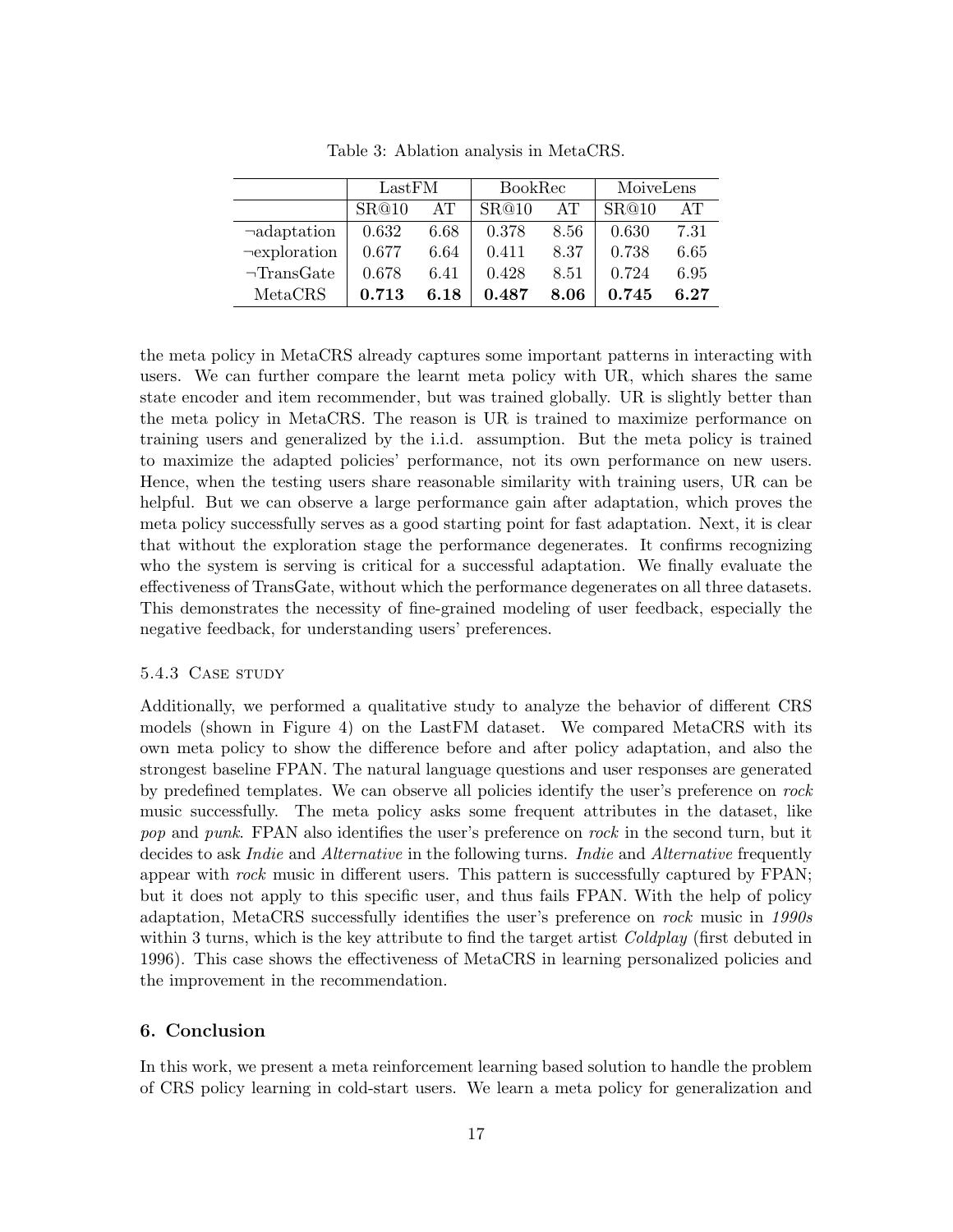Table 3: Ablation analysis in MetaCRS.

| | LastFM | | BookRec | | MoiveLens | |
|---|---|---|---|---|---|---|
| | SR@10 | AT | SR@10 | AT | SR@10 | AT |
| ¬adaptation | 0.632 | 6.68 | 0.378 | 8.56 | 0.630 | 7.31 |
| ¬exploration | 0.677 | 6.64 | 0.411 | 8.37 | 0.738 | 6.65 |
| ¬TransGate | 0.678 | 6.41 | 0.428 | 8.51 | 0.724 | 6.95 |
| MetaCRS | **0.713** | **6.18** | **0.487** | **8.06** | **0.745** | **6.27** |

the meta policy in MetaCRS already captures some important patterns in interacting with users. We can further compare the learnt meta policy with UR, which shares the same state encoder and item recommender, but was trained globally. UR is slightly better than the meta policy in MetaCRS. The reason is UR is trained to maximize performance on training users and generalized by the i.i.d. assumption. But the meta policy is trained to maximize the adapted policies' performance, not its own performance on new users. Hence, when the testing users share reasonable similarity with training users, UR can be helpful. But we can observe a large performance gain after adaptation, which proves the meta policy successfully serves as a good starting point for fast adaptation. Next, it is clear that without the exploration stage the performance degenerates. It confirms recognizing who the system is serving is critical for a successful adaptation. We finally evaluate the effectiveness of TransGate, without which the performance degenerates on all three datasets. This demonstrates the necessity of fine-grained modeling of user feedback, especially the negative feedback, for understanding users' preferences.

#### 5.4.3 Case study

Additionally, we performed a qualitative study to analyze the behavior of different CRS models (shown in Figure 4) on the LastFM dataset. We compared MetaCRS with its own meta policy to show the difference before and after policy adaptation, and also the strongest baseline FPAN. The natural language questions and user responses are generated by predefined templates. We can observe all policies identify the user's preference on *rock* music successfully. The meta policy asks some frequent attributes in the dataset, like *pop* and *punk*. FPAN also identifies the user's preference on *rock* in the second turn, but it decides to ask *Indie* and *Alternative* in the following turns. *Indie* and *Alternative* frequently appear with *rock* music in different users. This pattern is successfully captured by FPAN; but it does not apply to this specific user, and thus fails FPAN. With the help of policy adaptation, MetaCRS successfully identifies the user's preference on *rock* music in *1990s* within 3 turns, which is the key attribute to find the target artist *Coldplay* (first debuted in 1996). This case shows the effectiveness of MetaCRS in learning personalized policies and the improvement in the recommendation.

## 6. Conclusion

In this work, we present a meta reinforcement learning based solution to handle the problem of CRS policy learning in cold-start users. We learn a meta policy for generalization and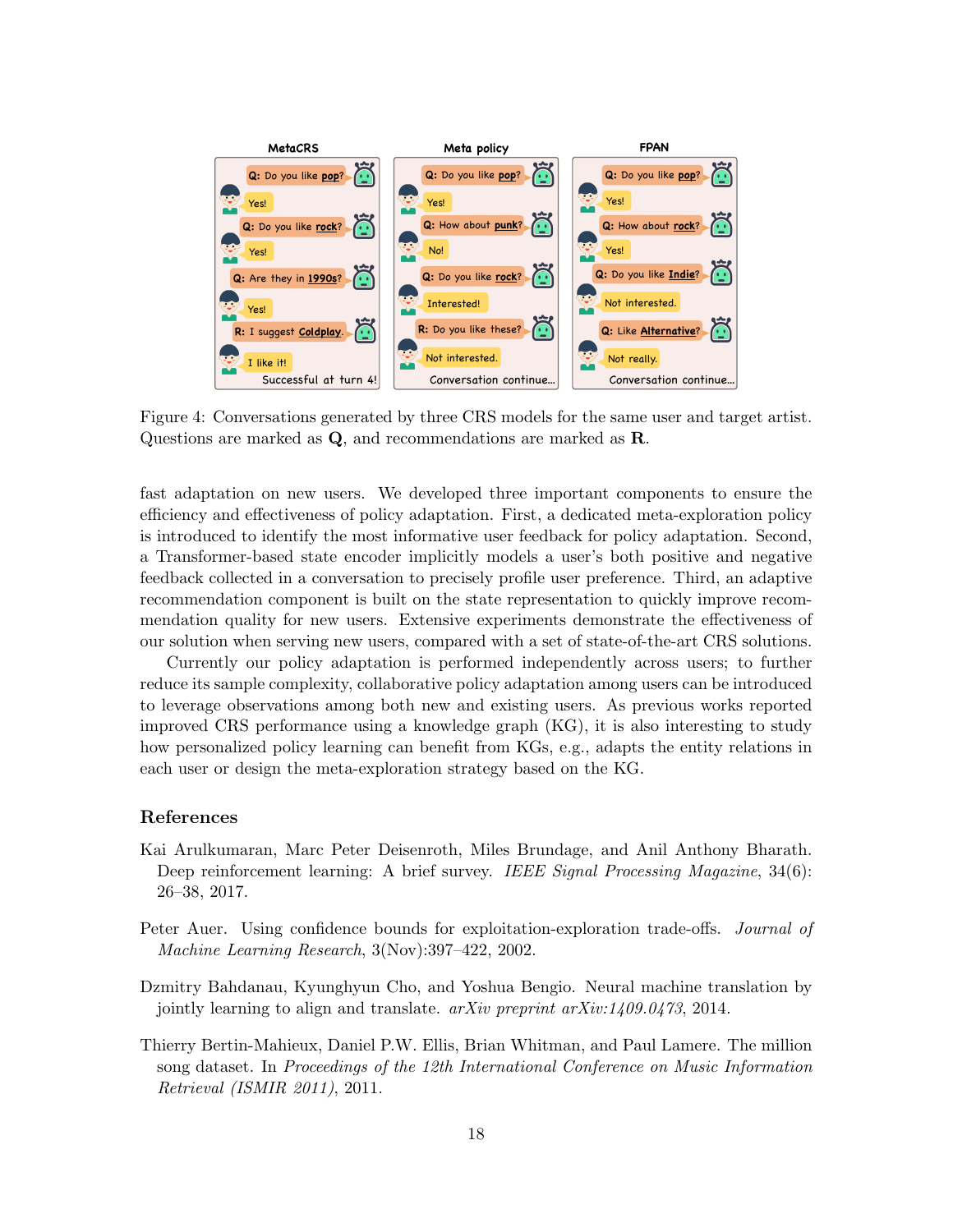Figure 4: Conversations generated by three CRS models for the same user and target artist. Questions are marked as **Q**, and recommendations are marked as **R**.

fast adaptation on new users. We developed three important components to ensure the efficiency and effectiveness of policy adaptation. First, a dedicated meta-exploration policy is introduced to identify the most informative user feedback for policy adaptation. Second, a Transformer-based state encoder implicitly models a user's both positive and negative feedback collected in a conversation to precisely profile user preference. Third, an adaptive recommendation component is built on the state representation to quickly improve recommendation quality for new users. Extensive experiments demonstrate the effectiveness of our solution when serving new users, compared with a set of state-of-the-art CRS solutions.

Currently our policy adaptation is performed independently across users; to further reduce its sample complexity, collaborative policy adaptation among users can be introduced to leverage observations among both new and existing users. As previous works reported improved CRS performance using a knowledge graph (KG), it is also interesting to study how personalized policy learning can benefit from KGs, e.g., adapts the entity relations in each user or design the meta-exploration strategy based on the KG.

## References

Kai Arulkumaran, Marc Peter Deisenroth, Miles Brundage, and Anil Anthony Bharath. Deep reinforcement learning: A brief survey. *IEEE Signal Processing Magazine*, 34(6): 26–38, 2017.

Peter Auer. Using confidence bounds for exploitation-exploration trade-offs. *Journal of Machine Learning Research*, 3(Nov):397–422, 2002.

Dzmitry Bahdanau, Kyunghyun Cho, and Yoshua Bengio. Neural machine translation by jointly learning to align and translate. *arXiv preprint arXiv:1409.0473*, 2014.

Thierry Bertin-Mahieux, Daniel P.W. Ellis, Brian Whitman, and Paul Lamere. The million song dataset. In *Proceedings of the 12th International Conference on Music Information Retrieval (ISMIR 2011)*, 2011.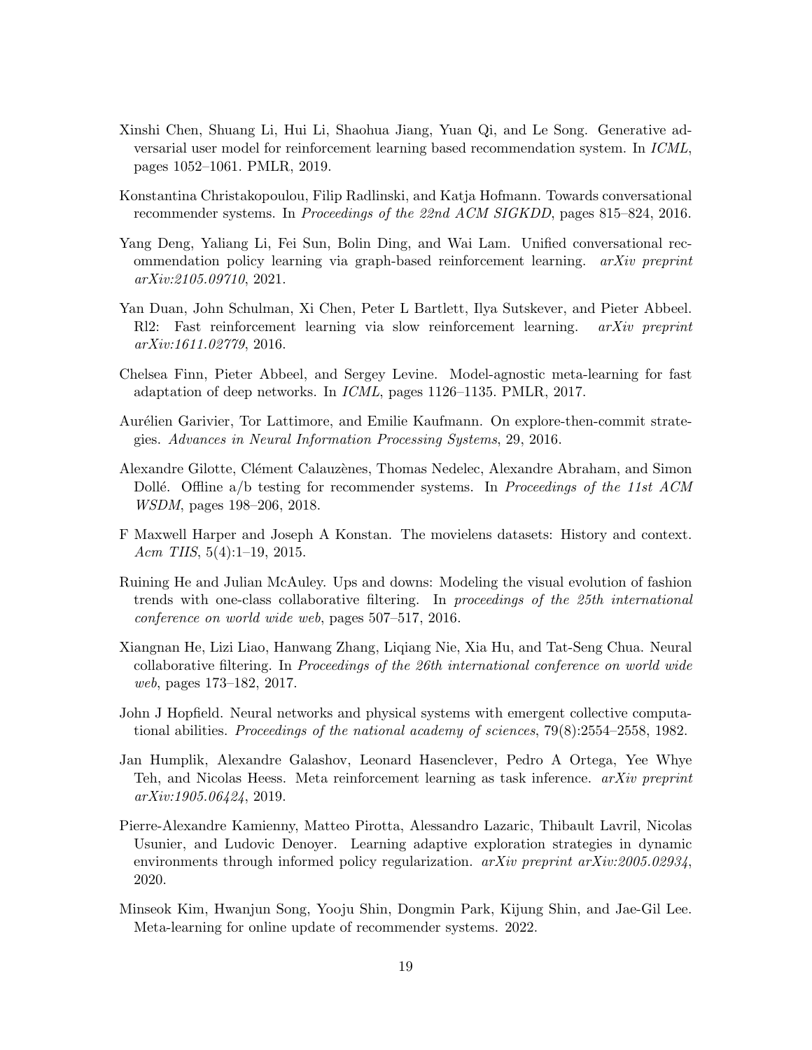Xinshi Chen, Shuang Li, Hui Li, Shaohua Jiang, Yuan Qi, and Le Song. Generative adversarial user model for reinforcement learning based recommendation system. In *ICML*, pages 1052–1061. PMLR, 2019.

Konstantina Christakopoulou, Filip Radlinski, and Katja Hofmann. Towards conversational recommender systems. In *Proceedings of the 22nd ACM SIGKDD*, pages 815–824, 2016.

Yang Deng, Yaliang Li, Fei Sun, Bolin Ding, and Wai Lam. Unified conversational recommendation policy learning via graph-based reinforcement learning. *arXiv preprint arXiv:2105.09710*, 2021.

Yan Duan, John Schulman, Xi Chen, Peter L Bartlett, Ilya Sutskever, and Pieter Abbeel. Rl2: Fast reinforcement learning via slow reinforcement learning. *arXiv preprint arXiv:1611.02779*, 2016.

Chelsea Finn, Pieter Abbeel, and Sergey Levine. Model-agnostic meta-learning for fast adaptation of deep networks. In *ICML*, pages 1126–1135. PMLR, 2017.

Aurélien Garivier, Tor Lattimore, and Emilie Kaufmann. On explore-then-commit strategies. *Advances in Neural Information Processing Systems*, 29, 2016.

Alexandre Gilotte, Clément Calauzènes, Thomas Nedelec, Alexandre Abraham, and Simon Dollé. Offline a/b testing for recommender systems. In *Proceedings of the 11st ACM WSDM*, pages 198–206, 2018.

F Maxwell Harper and Joseph A Konstan. The movielens datasets: History and context. *Acm TIIS*, 5(4):1–19, 2015.

Ruining He and Julian McAuley. Ups and downs: Modeling the visual evolution of fashion trends with one-class collaborative filtering. In *proceedings of the 25th international conference on world wide web*, pages 507–517, 2016.

Xiangnan He, Lizi Liao, Hanwang Zhang, Liqiang Nie, Xia Hu, and Tat-Seng Chua. Neural collaborative filtering. In *Proceedings of the 26th international conference on world wide web*, pages 173–182, 2017.

John J Hopfield. Neural networks and physical systems with emergent collective computational abilities. *Proceedings of the national academy of sciences*, 79(8):2554–2558, 1982.

Jan Humplik, Alexandre Galashov, Leonard Hasenclever, Pedro A Ortega, Yee Whye Teh, and Nicolas Heess. Meta reinforcement learning as task inference. *arXiv preprint arXiv:1905.06424*, 2019.

Pierre-Alexandre Kamienny, Matteo Pirotta, Alessandro Lazaric, Thibault Lavril, Nicolas Usunier, and Ludovic Denoyer. Learning adaptive exploration strategies in dynamic environments through informed policy regularization. *arXiv preprint arXiv:2005.02934*, 2020.

Minseok Kim, Hwanjun Song, Yooju Shin, Dongmin Park, Kijung Shin, and Jae-Gil Lee. Meta-learning for online update of recommender systems. 2022.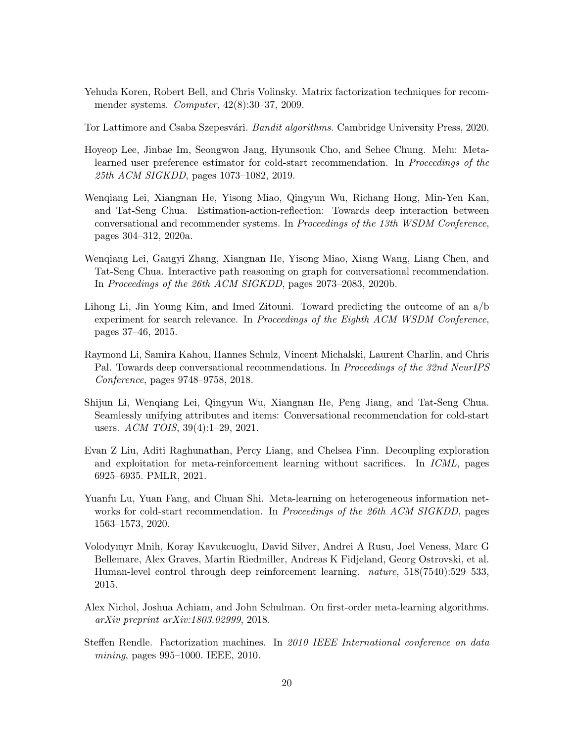Yehuda Koren, Robert Bell, and Chris Volinsky. Matrix factorization techniques for recommender systems. *Computer*, 42(8):30–37, 2009.

Tor Lattimore and Csaba Szepesvári. *Bandit algorithms*. Cambridge University Press, 2020.

Hoyeop Lee, Jinbae Im, Seongwon Jang, Hyunsouk Cho, and Sehee Chung. Melu: Meta-learned user preference estimator for cold-start recommendation. In *Proceedings of the 25th ACM SIGKDD*, pages 1073–1082, 2019.

Wenqiang Lei, Xiangnan He, Yisong Miao, Qingyun Wu, Richang Hong, Min-Yen Kan, and Tat-Seng Chua. Estimation-action-reflection: Towards deep interaction between conversational and recommender systems. In *Proceedings of the 13th WSDM Conference*, pages 304–312, 2020a.

Wenqiang Lei, Gangyi Zhang, Xiangnan He, Yisong Miao, Xiang Wang, Liang Chen, and Tat-Seng Chua. Interactive path reasoning on graph for conversational recommendation. In *Proceedings of the 26th ACM SIGKDD*, pages 2073–2083, 2020b.

Lihong Li, Jin Young Kim, and Imed Zitouni. Toward predicting the outcome of an a/b experiment for search relevance. In *Proceedings of the Eighth ACM WSDM Conference*, pages 37–46, 2015.

Raymond Li, Samira Kahou, Hannes Schulz, Vincent Michalski, Laurent Charlin, and Chris Pal. Towards deep conversational recommendations. In *Proceedings of the 32nd NeurIPS Conference*, pages 9748–9758, 2018.

Shijun Li, Wenqiang Lei, Qingyun Wu, Xiangnan He, Peng Jiang, and Tat-Seng Chua. Seamlessly unifying attributes and items: Conversational recommendation for cold-start users. *ACM TOIS*, 39(4):1–29, 2021.

Evan Z Liu, Aditi Raghunathan, Percy Liang, and Chelsea Finn. Decoupling exploration and exploitation for meta-reinforcement learning without sacrifices. In *ICML*, pages 6925–6935. PMLR, 2021.

Yuanfu Lu, Yuan Fang, and Chuan Shi. Meta-learning on heterogeneous information networks for cold-start recommendation. In *Proceedings of the 26th ACM SIGKDD*, pages 1563–1573, 2020.

Volodymyr Mnih, Koray Kavukcuoglu, David Silver, Andrei A Rusu, Joel Veness, Marc G Bellemare, Alex Graves, Martin Riedmiller, Andreas K Fidjeland, Georg Ostrovski, et al. Human-level control through deep reinforcement learning. *nature*, 518(7540):529–533, 2015.

Alex Nichol, Joshua Achiam, and John Schulman. On first-order meta-learning algorithms. *arXiv preprint arXiv:1803.02999*, 2018.

Steffen Rendle. Factorization machines. In *2010 IEEE International conference on data mining*, pages 995–1000. IEEE, 2010.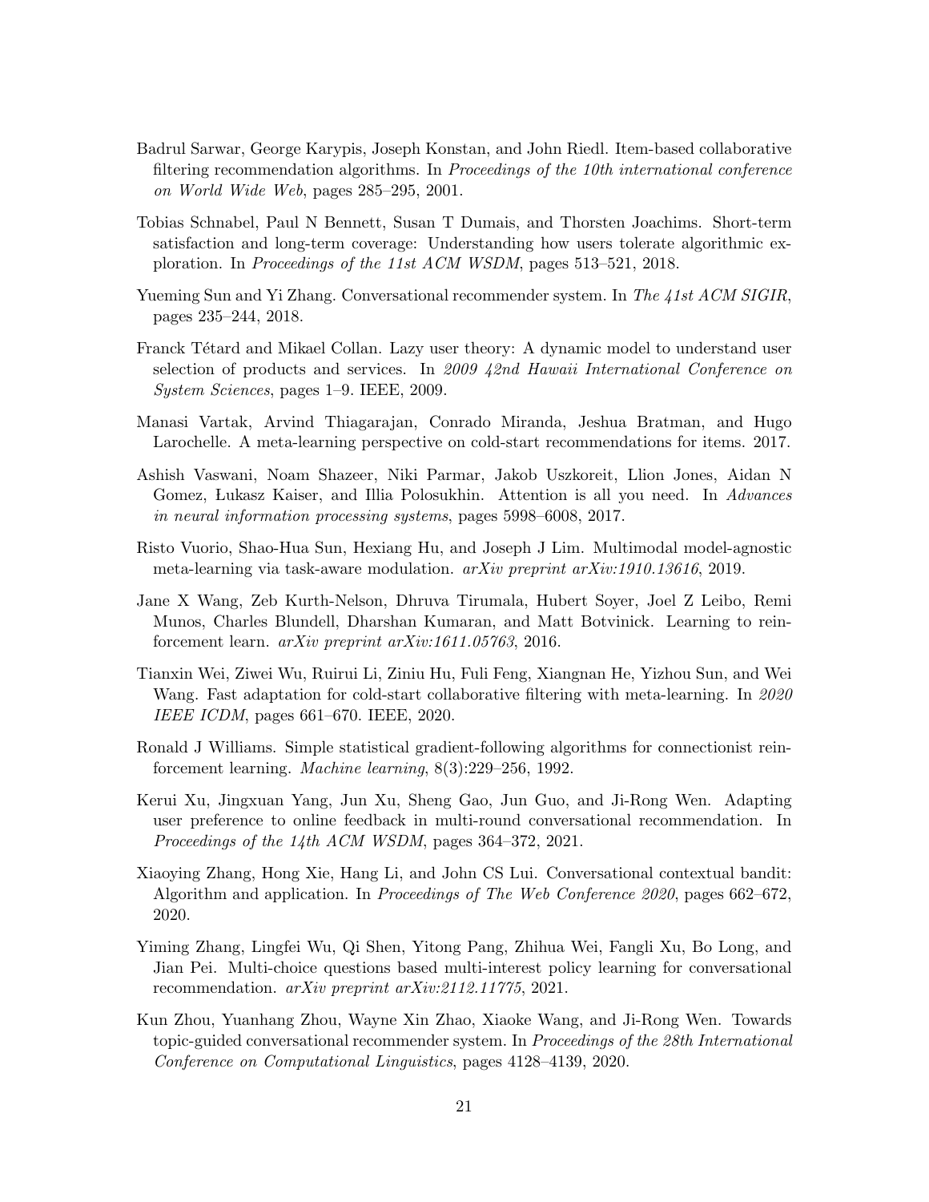Badrul Sarwar, George Karypis, Joseph Konstan, and John Riedl. Item-based collaborative filtering recommendation algorithms. In *Proceedings of the 10th international conference on World Wide Web*, pages 285–295, 2001.

Tobias Schnabel, Paul N Bennett, Susan T Dumais, and Thorsten Joachims. Short-term satisfaction and long-term coverage: Understanding how users tolerate algorithmic exploration. In *Proceedings of the 11st ACM WSDM*, pages 513–521, 2018.

Yueming Sun and Yi Zhang. Conversational recommender system. In *The 41st ACM SIGIR*, pages 235–244, 2018.

Franck Tétard and Mikael Collan. Lazy user theory: A dynamic model to understand user selection of products and services. In *2009 42nd Hawaii International Conference on System Sciences*, pages 1–9. IEEE, 2009.

Manasi Vartak, Arvind Thiagarajan, Conrado Miranda, Jeshua Bratman, and Hugo Larochelle. A meta-learning perspective on cold-start recommendations for items. 2017.

Ashish Vaswani, Noam Shazeer, Niki Parmar, Jakob Uszkoreit, Llion Jones, Aidan N Gomez, Łukasz Kaiser, and Illia Polosukhin. Attention is all you need. In *Advances in neural information processing systems*, pages 5998–6008, 2017.

Risto Vuorio, Shao-Hua Sun, Hexiang Hu, and Joseph J Lim. Multimodal model-agnostic meta-learning via task-aware modulation. *arXiv preprint arXiv:1910.13616*, 2019.

Jane X Wang, Zeb Kurth-Nelson, Dhruva Tirumala, Hubert Soyer, Joel Z Leibo, Remi Munos, Charles Blundell, Dharshan Kumaran, and Matt Botvinick. Learning to reinforcement learn. *arXiv preprint arXiv:1611.05763*, 2016.

Tianxin Wei, Ziwei Wu, Ruirui Li, Ziniu Hu, Fuli Feng, Xiangnan He, Yizhou Sun, and Wei Wang. Fast adaptation for cold-start collaborative filtering with meta-learning. In *2020 IEEE ICDM*, pages 661–670. IEEE, 2020.

Ronald J Williams. Simple statistical gradient-following algorithms for connectionist reinforcement learning. *Machine learning*, 8(3):229–256, 1992.

Kerui Xu, Jingxuan Yang, Jun Xu, Sheng Gao, Jun Guo, and Ji-Rong Wen. Adapting user preference to online feedback in multi-round conversational recommendation. In *Proceedings of the 14th ACM WSDM*, pages 364–372, 2021.

Xiaoying Zhang, Hong Xie, Hang Li, and John CS Lui. Conversational contextual bandit: Algorithm and application. In *Proceedings of The Web Conference 2020*, pages 662–672, 2020.

Yiming Zhang, Lingfei Wu, Qi Shen, Yitong Pang, Zhihua Wei, Fangli Xu, Bo Long, and Jian Pei. Multi-choice questions based multi-interest policy learning for conversational recommendation. *arXiv preprint arXiv:2112.11775*, 2021.

Kun Zhou, Yuanhang Zhou, Wayne Xin Zhao, Xiaoke Wang, and Ji-Rong Wen. Towards topic-guided conversational recommender system. In *Proceedings of the 28th International Conference on Computational Linguistics*, pages 4128–4139, 2020.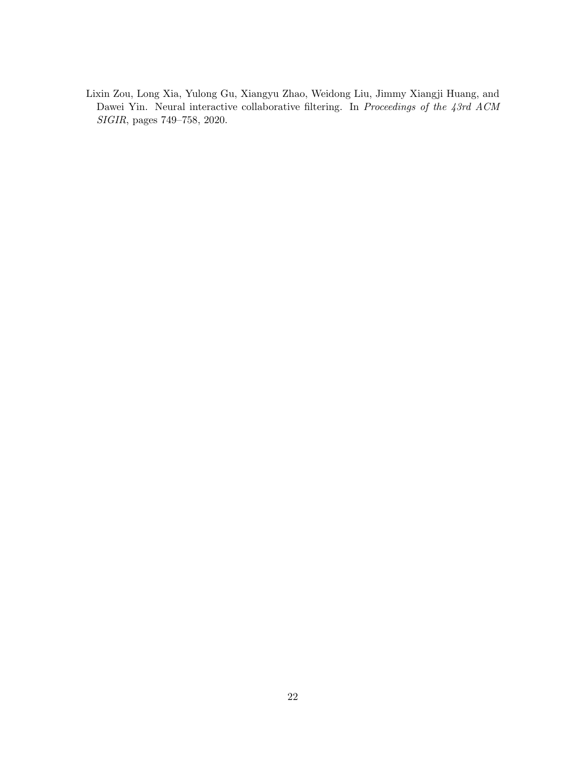Lixin Zou, Long Xia, Yulong Gu, Xiangyu Zhao, Weidong Liu, Jimmy Xiangji Huang, and Dawei Yin. Neural interactive collaborative filtering. In *Proceedings of the 43rd ACM SIGIR*, pages 749–758, 2020.